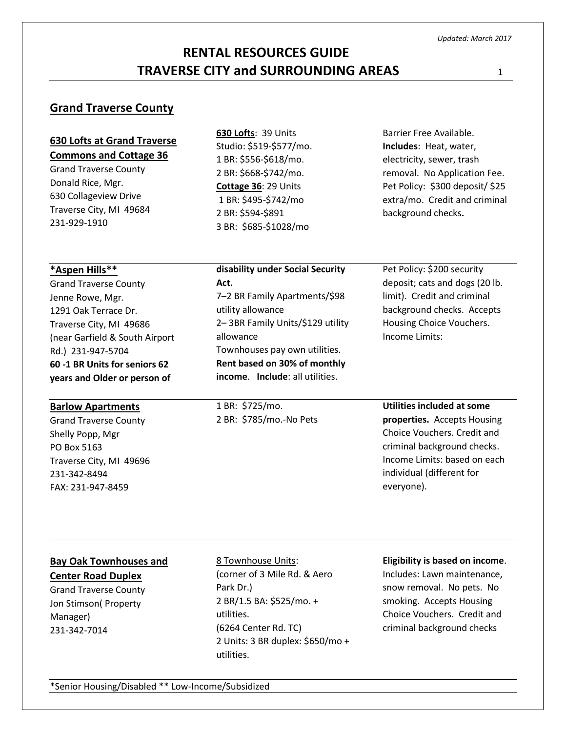*Updated: March 2017*

# RENTAL RESOURCES GUIDE
# TRAVERSE CITY and SURROUNDING AREAS

## Grand Traverse County

### 630 Lofts at Grand Traverse Commons and Cottage 36

Grand Traverse County
Donald Rice, Mgr.
630 Collageview Drive
Traverse City, MI 49684
231-929-1910

**630 Lofts**: 39 Units
Studio: $519-$577/mo.
1 BR: $556-$618/mo.
2 BR: $668-$742/mo.
**Cottage 36**: 29 Units
1 BR: $495-$742/mo
2 BR: $594-$891
3 BR: $685-$1028/mo

Barrier Free Available. **Includes**: Heat, water, electricity, sewer, trash removal. No Application Fee. Pet Policy: $300 deposit/ $25 extra/mo. Credit and criminal background checks**.**

---

### *Aspen Hills**

Grand Traverse County
Jenne Rowe, Mgr.
1291 Oak Terrace Dr.
Traverse City, MI 49686
(near Garfield & South Airport Rd.) 231-947-5704
**60 -1 BR Units for seniors 62 years and Older or person of disability under Social Security Act.**

7–2 BR Family Apartments/$98 utility allowance
2– 3BR Family Units/$129 utility allowance
Townhouses pay own utilities.
**Rent based on 30% of monthly income**. **Include**: all utilities.

Pet Policy: $200 security deposit; cats and dogs (20 lb. limit). Credit and criminal background checks. Accepts Housing Choice Vouchers. Income Limits:

---

### Barlow Apartments

Grand Traverse County
Shelly Popp, Mgr
PO Box 5163
Traverse City, MI 49696
231-342-8494
FAX: 231-947-8459

1 BR: $725/mo.
2 BR: $785/mo.-No Pets

**Utilities included at some properties.** Accepts Housing Choice Vouchers. Credit and criminal background checks. Income Limits: based on each individual (different for everyone).

---

### Bay Oak Townhouses and Center Road Duplex

Grand Traverse County
Jon Stimson( Property Manager)
231-342-7014

8 Townhouse Units:
(corner of 3 Mile Rd. & Aero Park Dr.)
2 BR/1.5 BA: $525/mo. + utilities.
(6264 Center Rd. TC)
2 Units: 3 BR duplex: $650/mo + utilities.

**Eligibility is based on income**. Includes: Lawn maintenance, snow removal. No pets. No smoking. Accepts Housing Choice Vouchers. Credit and criminal background checks

---

*Senior Housing/Disabled ** Low-Income/Subsidized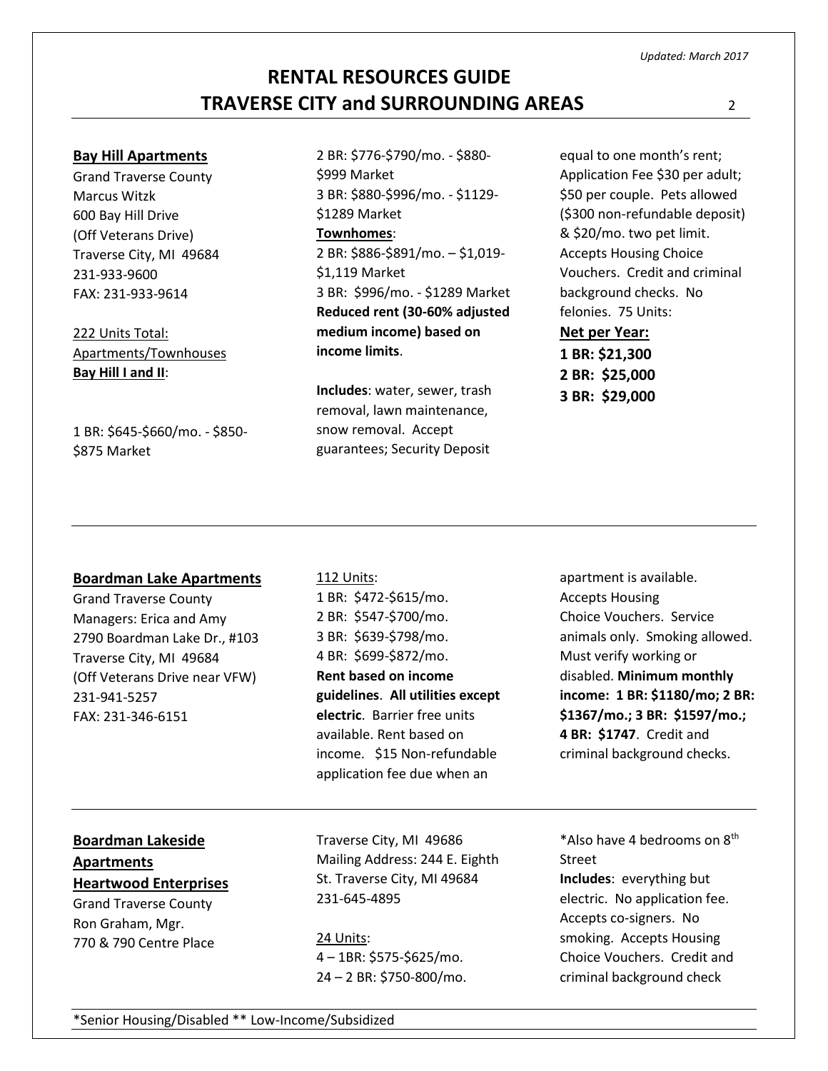# RENTAL RESOURCES GUIDE
# TRAVERSE CITY and SURROUNDING AREAS

*Updated: March 2017*

**Bay Hill Apartments**
Grand Traverse County
Marcus Witzk
600 Bay Hill Drive
(Off Veterans Drive)
Traverse City, MI 49684
231-933-9600
FAX: 231-933-9614

222 Units Total: Apartments/Townhouses
**Bay Hill I and II**:

1 BR: $645-$660/mo. - $850-$875 Market
2 BR: $776-$790/mo. - $880-$999 Market
3 BR: $880-$996/mo. - $1129-$1289 Market
**Townhomes**:
2 BR: $886-$891/mo. – $1,019-$1,119 Market
3 BR: $996/mo. - $1289 Market
**Reduced rent (30-60% adjusted medium income) based on income limits**.

**Includes**: water, sewer, trash removal, lawn maintenance, snow removal. Accept guarantees; Security Deposit equal to one month's rent; Application Fee $30 per adult; $50 per couple. Pets allowed ($300 non-refundable deposit) & $20/mo. two pet limit. Accepts Housing Choice Vouchers. Credit and criminal background checks. No felonies. 75 Units:

**Net per Year:**
**1 BR: $21,300**
**2 BR: $25,000**
**3 BR: $29,000**

---

**Boardman Lake Apartments**
Grand Traverse County
Managers: Erica and Amy
2790 Boardman Lake Dr., #103
Traverse City, MI 49684
(Off Veterans Drive near VFW)
231-941-5257
FAX: 231-346-6151

112 Units:
1 BR: $472-$615/mo.
2 BR: $547-$700/mo.
3 BR: $639-$798/mo.
4 BR: $699-$872/mo.
**Rent based on income guidelines**. **All utilities except electric**. Barrier free units available. Rent based on income. $15 Non-refundable application fee due when an apartment is available. Accepts Housing Choice Vouchers. Service animals only. Smoking allowed. Must verify working or disabled. **Minimum monthly income: 1 BR: $1180/mo; 2 BR: $1367/mo.; 3 BR: $1597/mo.; 4 BR: $1747**. Credit and criminal background checks.

---

**Boardman Lakeside Apartments**
**Heartwood Enterprises**
Grand Traverse County
Ron Graham, Mgr.
770 & 790 Centre Place
Traverse City, MI 49686
Mailing Address: 244 E. Eighth St. Traverse City, MI 49684
231-645-4895

24 Units:
4 – 1BR: $575-$625/mo.
24 – 2 BR: $750-800/mo.
*Also have 4 bedrooms on 8th Street
**Includes**: everything but electric. No application fee. Accepts co-signers. No smoking. Accepts Housing Choice Vouchers. Credit and criminal background check

---

*Senior Housing/Disabled ** Low-Income/Subsidized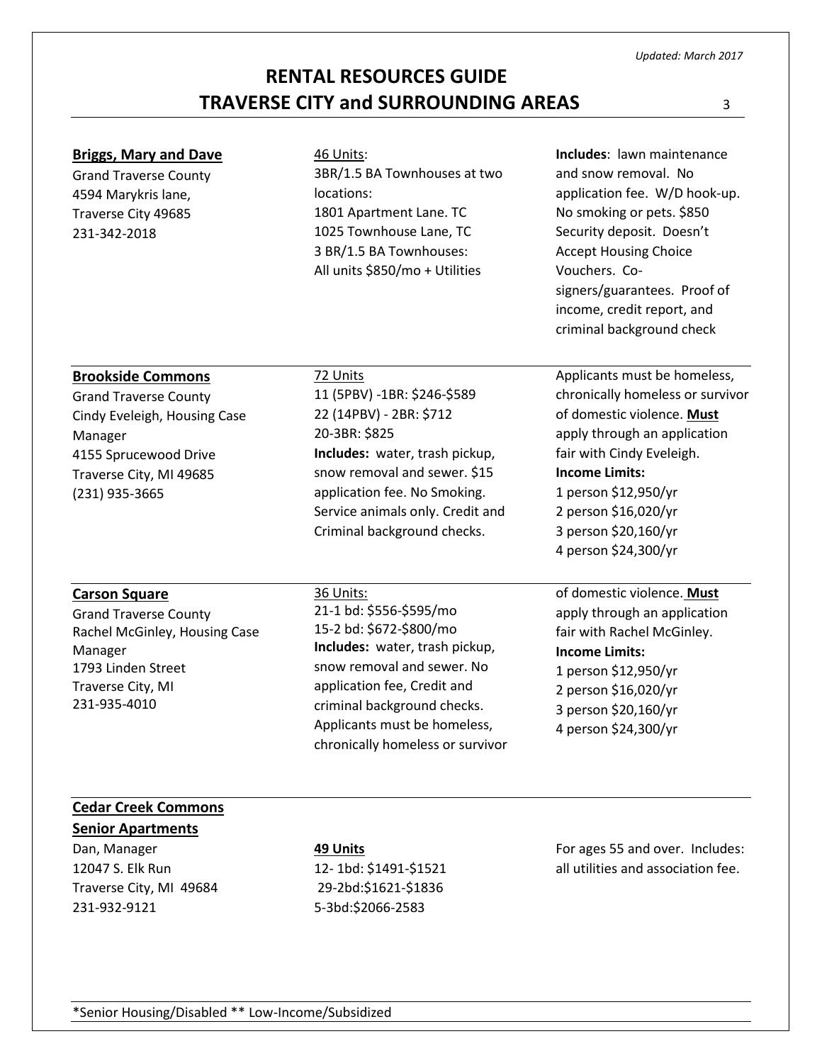*Updated: March 2017*

# RENTAL RESOURCES GUIDE
# TRAVERSE CITY and SURROUNDING AREAS

| | | |
|---|---|---|
| **Briggs, Mary and Dave**<br>Grand Traverse County<br>4594 Marykris lane,<br>Traverse City 49685<br>231-342-2018 | 46 Units:<br>3BR/1.5 BA Townhouses at two locations:<br>1801 Apartment Lane. TC<br>1025 Townhouse Lane, TC<br>3 BR/1.5 BA Townhouses:<br>All units $850/mo + Utilities | **Includes**: lawn maintenance and snow removal. No application fee. W/D hook-up. No smoking or pets. $850 Security deposit. Doesn't Accept Housing Choice Vouchers. Co-signers/guarantees. Proof of income, credit report, and criminal background check |
| **Brookside Commons**<br>Grand Traverse County<br>Cindy Eveleigh, Housing Case Manager<br>4155 Sprucewood Drive<br>Traverse City, MI 49685<br>(231) 935-3665 | 72 Units<br>11 (5PBV) -1BR: $246-$589<br>22 (14PBV) - 2BR: $712<br>20-3BR: $825<br>**Includes:** water, trash pickup, snow removal and sewer. $15 application fee. No Smoking. Service animals only. Credit and Criminal background checks. | Applicants must be homeless, chronically homeless or survivor of domestic violence. **Must** apply through an application fair with Cindy Eveleigh.<br>**Income Limits:**<br>1 person $12,950/yr<br>2 person $16,020/yr<br>3 person $20,160/yr<br>4 person $24,300/yr |
| **Carson Square**<br>Grand Traverse County<br>Rachel McGinley, Housing Case Manager<br>1793 Linden Street<br>Traverse City, MI<br>231-935-4010 | 36 Units:<br>21-1 bd: $556-$595/mo<br>15-2 bd: $672-$800/mo<br>**Includes:** water, trash pickup, snow removal and sewer. No application fee, Credit and criminal background checks. Applicants must be homeless, chronically homeless or survivor | of domestic violence. **Must** apply through an application fair with Rachel McGinley.<br>**Income Limits:**<br>1 person $12,950/yr<br>2 person $16,020/yr<br>3 person $20,160/yr<br>4 person $24,300/yr |
| **Cedar Creek Commons Senior Apartments**<br>Dan, Manager<br>12047 S. Elk Run<br>Traverse City, MI 49684<br>231-932-9121 | **49 Units**<br>12- 1bd: $1491-$1521<br>29-2bd:$1621-$1836<br>5-3bd:$2066-2583 | For ages 55 and over. Includes: all utilities and association fee. |

*Senior Housing/Disabled ** Low-Income/Subsidized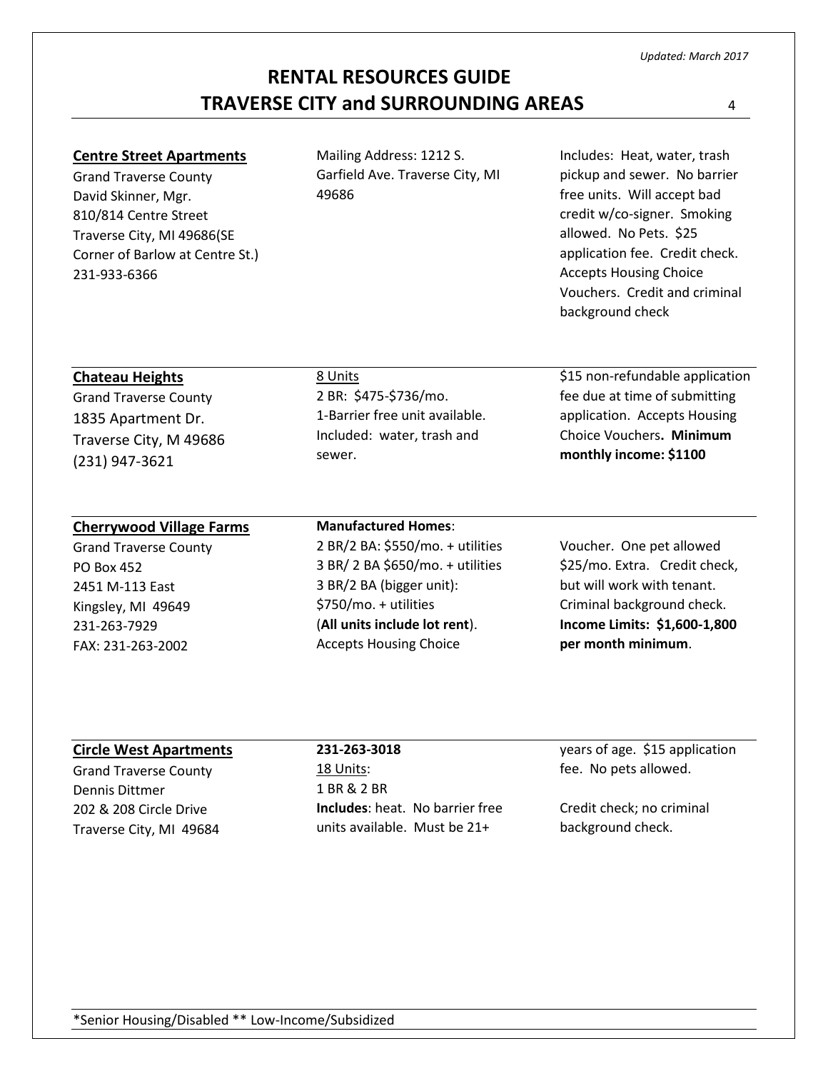**Centre Street Apartments**
Grand Traverse County
David Skinner, Mgr.
810/814 Centre Street
Traverse City, MI 49686(SE Corner of Barlow at Centre St.)
231-933-6366

Mailing Address: 1212 S. Garfield Ave. Traverse City, MI 49686

Includes: Heat, water, trash pickup and sewer. No barrier free units. Will accept bad credit w/co-signer. Smoking allowed. No Pets. $25 application fee. Credit check. Accepts Housing Choice Vouchers. Credit and criminal background check

---

**Chateau Heights**
Grand Traverse County
1835 Apartment Dr.
Traverse City, M 49686
(231) 947-3621

8 Units
2 BR: $475-$736/mo.
1-Barrier free unit available.
Included: water, trash and sewer.

$15 non-refundable application fee due at time of submitting application. Accepts Housing Choice Vouchers**. Minimum monthly income: $1100**

---

**Cherrywood Village Farms**
Grand Traverse County
PO Box 452
2451 M-113 East
Kingsley, MI 49649
231-263-7929
FAX: 231-263-2002

**Manufactured Homes**:
2 BR/2 BA: $550/mo. + utilities
3 BR/ 2 BA $650/mo. + utilities
3 BR/2 BA (bigger unit): $750/mo. + utilities
(**All units include lot rent**).
Accepts Housing Choice Voucher. One pet allowed $25/mo. Extra. Credit check, but will work with tenant. Criminal background check. **Income Limits: $1,600-1,800 per month minimum**.

---

**Circle West Apartments**
Grand Traverse County
Dennis Dittmer
202 & 208 Circle Drive
Traverse City, MI 49684

**231-263-3018**
18 Units:
1 BR & 2 BR
**Includes**: heat. No barrier free units available. Must be 21+ years of age. $15 application fee. No pets allowed.

Credit check; no criminal background check.

---

*Senior Housing/Disabled ** Low-Income/Subsidized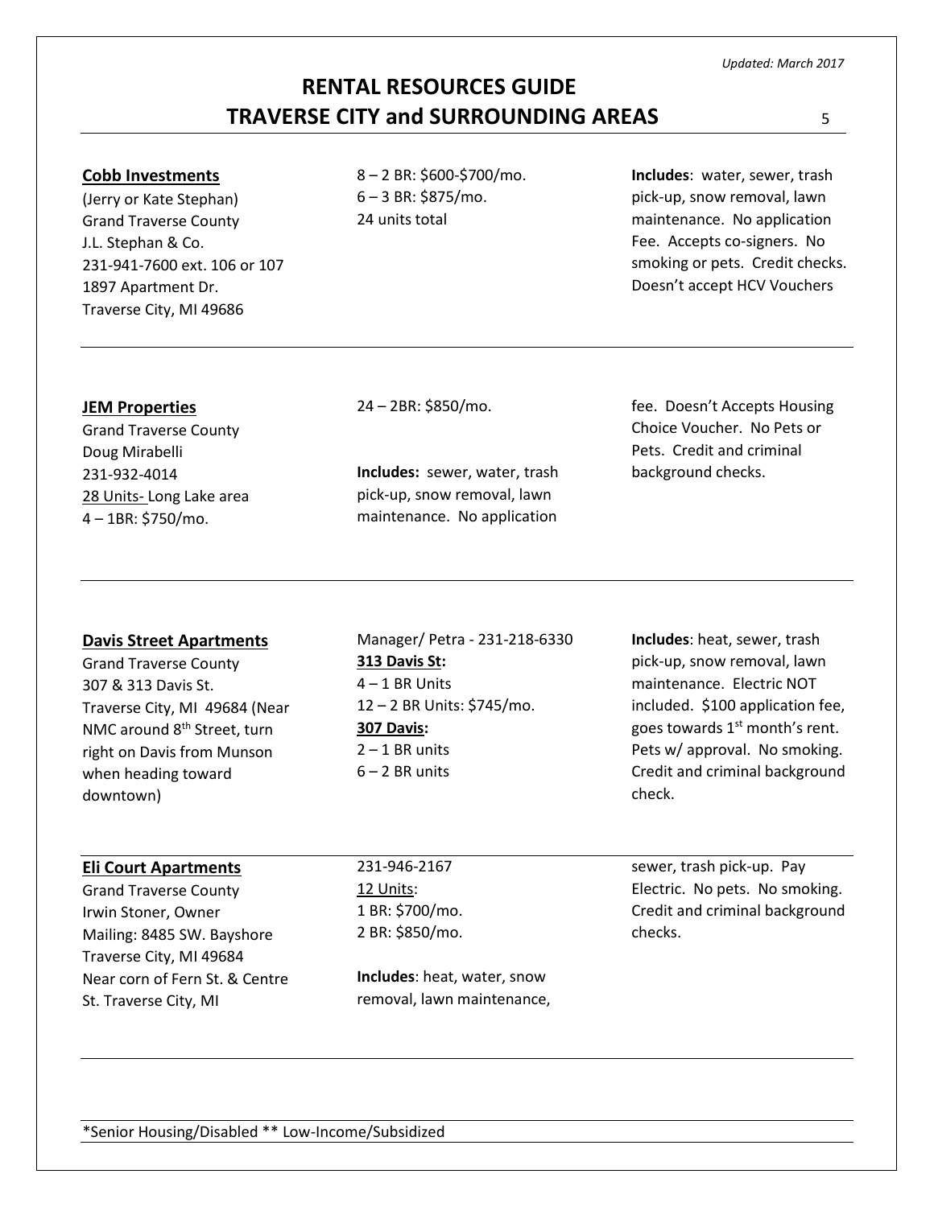*Updated: March 2017*

# RENTAL RESOURCES GUIDE
# TRAVERSE CITY and SURROUNDING AREAS

**Cobb Investments**
(Jerry or Kate Stephan)
Grand Traverse County
J.L. Stephan & Co.
231-941-7600 ext. 106 or 107
1897 Apartment Dr.
Traverse City, MI 49686

8 – 2 BR: $600-$700/mo.
6 – 3 BR: $875/mo.
24 units total

**Includes**: water, sewer, trash pick-up, snow removal, lawn maintenance. No application Fee. Accepts co-signers. No smoking or pets. Credit checks. Doesn't accept HCV Vouchers

---

**JEM Properties**
Grand Traverse County
Doug Mirabelli
231-932-4014
28 Units- Long Lake area
4 – 1BR: $750/mo.
24 – 2BR: $850/mo.

**Includes:** sewer, water, trash pick-up, snow removal, lawn maintenance. No application fee. Doesn't Accepts Housing Choice Voucher. No Pets or Pets. Credit and criminal background checks.

---

**Davis Street Apartments**
Grand Traverse County
307 & 313 Davis St.
Traverse City, MI 49684 (Near NMC around 8th Street, turn right on Davis from Munson when heading toward downtown)

Manager/ Petra - 231-218-6330

**313 Davis St:**
4 – 1 BR Units
12 – 2 BR Units: $745/mo.

**307 Davis:**
2 – 1 BR units
6 – 2 BR units

**Includes**: heat, sewer, trash pick-up, snow removal, lawn maintenance. Electric NOT included. $100 application fee, goes towards 1st month's rent. Pets w/ approval. No smoking. Credit and criminal background check.

---

**Eli Court Apartments**
Grand Traverse County
Irwin Stoner, Owner
Mailing: 8485 SW. Bayshore
Traverse City, MI 49684
Near corn of Fern St. & Centre St. Traverse City, MI

231-946-2167
12 Units:
1 BR: $700/mo.
2 BR: $850/mo.

**Includes**: heat, water, snow removal, lawn maintenance, sewer, trash pick-up. Pay Electric. No pets. No smoking. Credit and criminal background checks.

---

*Senior Housing/Disabled ** Low-Income/Subsidized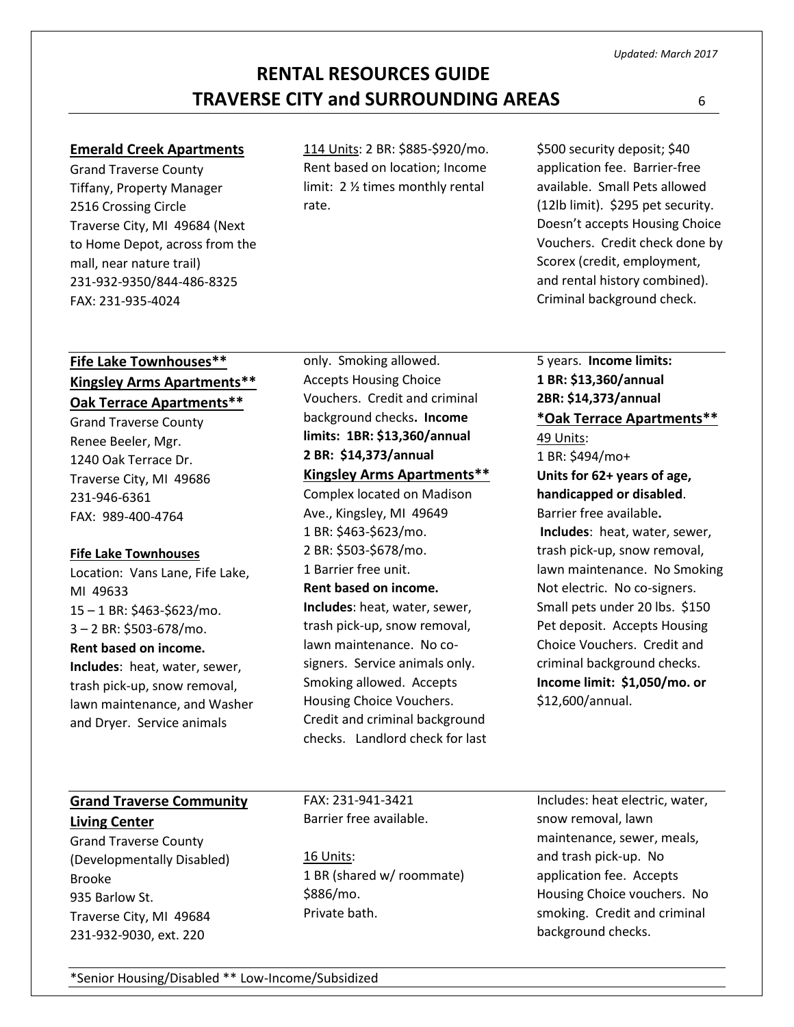*Updated: March 2017*

# RENTAL RESOURCES GUIDE
# TRAVERSE CITY and SURROUNDING AREAS

**Emerald Creek Apartments**
Grand Traverse County
Tiffany, Property Manager
2516 Crossing Circle
Traverse City, MI 49684 (Next to Home Depot, across from the mall, near nature trail)
231-932-9350/844-486-8325
FAX: 231-935-4024

114 Units: 2 BR: $885-$920/mo. Rent based on location; Income limit: 2 ½ times monthly rental rate.

$500 security deposit; $40 application fee. Barrier-free available. Small Pets allowed (12lb limit). $295 pet security. Doesn't accepts Housing Choice Vouchers. Credit check done by Scorex (credit, employment, and rental history combined). Criminal background check.

---

**Fife Lake Townhouses****
**Kingsley Arms Apartments****
**Oak Terrace Apartments****
Grand Traverse County
Renee Beeler, Mgr.
1240 Oak Terrace Dr.
Traverse City, MI 49686
231-946-6361
FAX: 989-400-4764

**Fife Lake Townhouses**
Location: Vans Lane, Fife Lake, MI 49633
15 – 1 BR: $463-$623/mo.
3 – 2 BR: $503-678/mo.
**Rent based on income.**
**Includes**: heat, water, sewer, trash pick-up, snow removal, lawn maintenance, and Washer and Dryer. Service animals only. Smoking allowed. Accepts Housing Choice Vouchers. Credit and criminal background checks. **Income limits: 1BR: $13,360/annual**
**2 BR: $14,373/annual**

**Kingsley Arms Apartments****
Complex located on Madison Ave., Kingsley, MI 49649
1 BR: $463-$623/mo.
2 BR: $503-$678/mo.
1 Barrier free unit.
**Rent based on income.**
**Includes**: heat, water, sewer, trash pick-up, snow removal, lawn maintenance. No co-signers. Service animals only. Smoking allowed. Accepts Housing Choice Vouchers. Credit and criminal background checks. Landlord check for last 5 years. **Income limits:**
**1 BR: $13,360/annual**
**2BR: $14,373/annual**

***Oak Terrace Apartments****
49 Units:
1 BR: $494/mo+
**Units for 62+ years of age, handicapped or disabled**. Barrier free available.
**Includes**: heat, water, sewer, trash pick-up, snow removal, lawn maintenance. No Smoking Not electric. No co-signers. Small pets under 20 lbs. $150 Pet deposit. Accepts Housing Choice Vouchers. Credit and criminal background checks.
**Income limit: $1,050/mo. or** $12,600/annual.

---

**Grand Traverse Community Living Center**
Grand Traverse County
(Developmentally Disabled)
Brooke
935 Barlow St.
Traverse City, MI 49684
231-932-9030, ext. 220
FAX: 231-941-3421
Barrier free available.

16 Units:
1 BR (shared w/ roommate) $886/mo.
Private bath.

Includes: heat electric, water, snow removal, lawn maintenance, sewer, meals, and trash pick-up. No application fee. Accepts Housing Choice vouchers. No smoking. Credit and criminal background checks.

---

*Senior Housing/Disabled ** Low-Income/Subsidized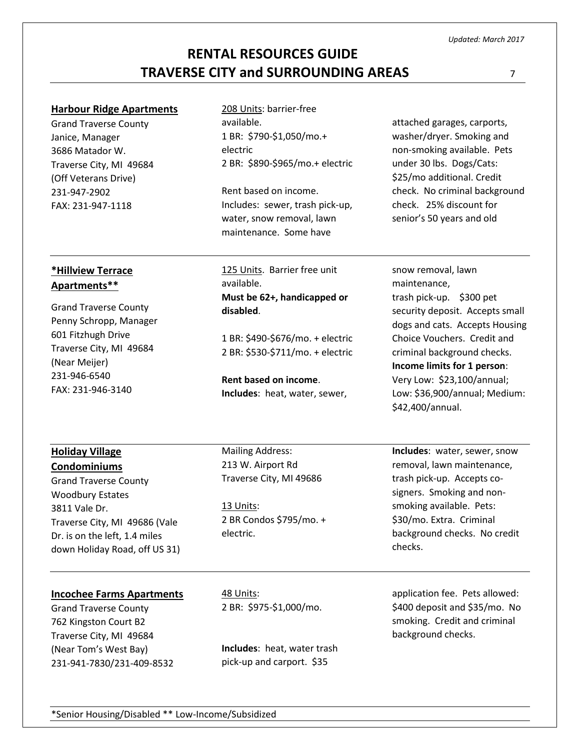# RENTAL RESOURCES GUIDE
# TRAVERSE CITY and SURROUNDING AREAS

*Updated: March 2017*

---

**Harbour Ridge Apartments**
Grand Traverse County
Janice, Manager
3686 Matador W.
Traverse City, MI 49684
(Off Veterans Drive)
231-947-2902
FAX: 231-947-1118

208 Units: barrier-free available.
1 BR: $790-$1,050/mo.+ electric
2 BR: $890-$965/mo.+ electric

Rent based on income. Includes: sewer, trash pick-up, water, snow removal, lawn maintenance. Some have attached garages, carports, washer/dryer. Smoking and non-smoking available. Pets under 30 lbs. Dogs/Cats: $25/mo additional. Credit check. No criminal background check. 25% discount for senior's 50 years and old

---

**\*Hillview Terrace Apartments\*\***
Grand Traverse County
Penny Schropp, Manager
601 Fitzhugh Drive
Traverse City, MI 49684
(Near Meijer)
231-946-6540
FAX: 231-946-3140

125 Units. Barrier free unit available.
**Must be 62+, handicapped or disabled**.

1 BR: $490-$676/mo. + electric
2 BR: $530-$711/mo. + electric

**Rent based on income**.
**Includes**: heat, water, sewer, snow removal, lawn maintenance, trash pick-up. $300 pet security deposit. Accepts small dogs and cats. Accepts Housing Choice Vouchers. Credit and criminal background checks.
**Income limits for 1 person**: Very Low: $23,100/annual; Low: $36,900/annual; Medium: $42,400/annual.

---

**Holiday Village Condominiums**
Grand Traverse County
Woodbury Estates
3811 Vale Dr.
Traverse City, MI 49686 (Vale Dr. is on the left, 1.4 miles down Holiday Road, off US 31)

Mailing Address:
213 W. Airport Rd
Traverse City, MI 49686

13 Units:
2 BR Condos $795/mo. + electric.

**Includes**: water, sewer, snow removal, lawn maintenance, trash pick-up. Accepts co-signers. Smoking and non-smoking available. Pets: $30/mo. Extra. Criminal background checks. No credit checks.

---

**Incochee Farms Apartments**
Grand Traverse County
762 Kingston Court B2
Traverse City, MI 49684
(Near Tom's West Bay)
231-941-7830/231-409-8532

48 Units:
2 BR: $975-$1,000/mo.

**Includes**: heat, water trash pick-up and carport. $35 application fee. Pets allowed: $400 deposit and $35/mo. No smoking. Credit and criminal background checks.

---

\*Senior Housing/Disabled \*\* Low-Income/Subsidized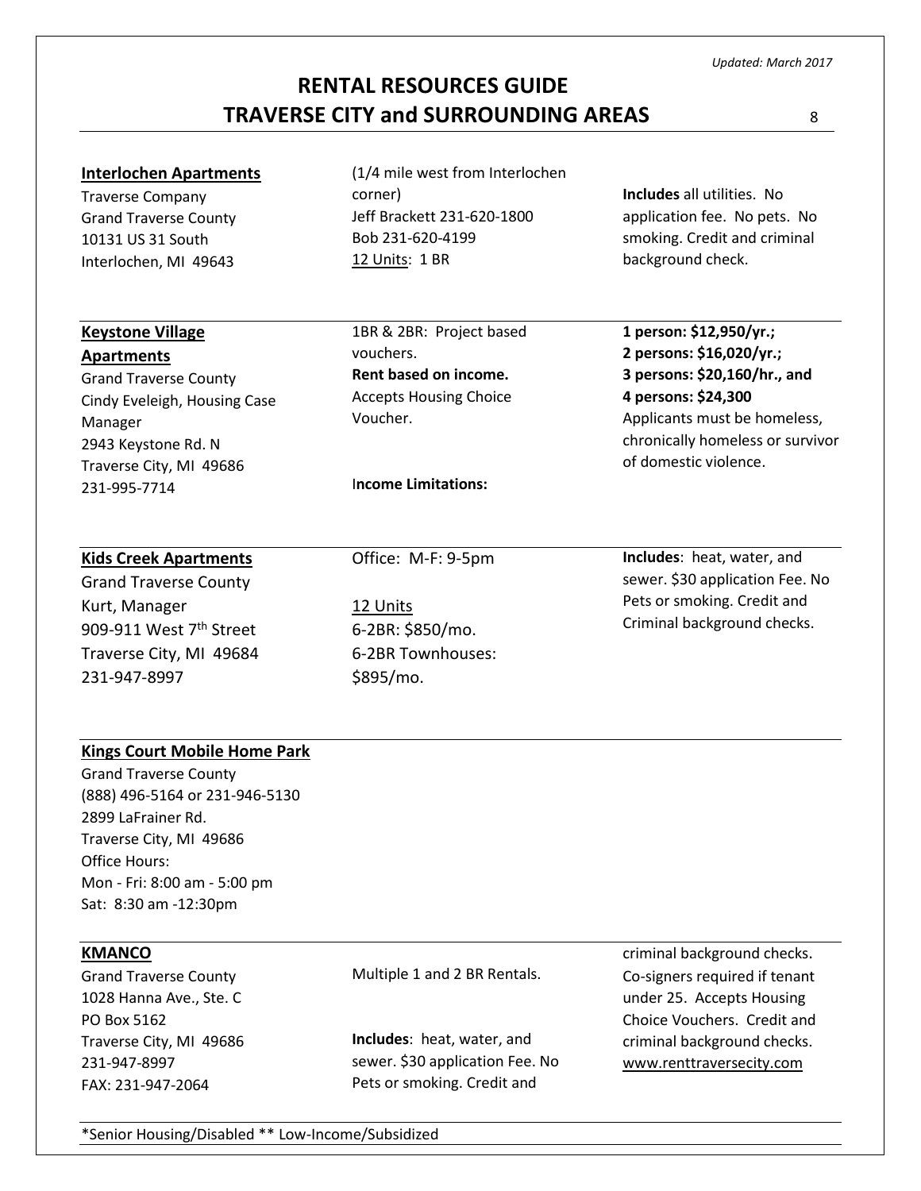*Updated: March 2017*

# RENTAL RESOURCES GUIDE
# TRAVERSE CITY and SURROUNDING AREAS

**Interlochen Apartments**
Traverse Company
Grand Traverse County
10131 US 31 South
Interlochen, MI 49643

(1/4 mile west from Interlochen corner)
Jeff Brackett 231-620-1800
Bob 231-620-4199
12 Units: 1 BR

**Includes** all utilities. No application fee. No pets. No smoking. Credit and criminal background check.

---

**Keystone Village Apartments**
Grand Traverse County
Cindy Eveleigh, Housing Case Manager
2943 Keystone Rd. N
Traverse City, MI 49686
231-995-7714

1BR & 2BR: Project based vouchers.
**Rent based on income.**
Accepts Housing Choice Voucher.

**Income Limitations:**

**1 person: $12,950/yr.;**
**2 persons: $16,020/yr.;**
**3 persons: $20,160/hr., and**
**4 persons: $24,300**
Applicants must be homeless, chronically homeless or survivor of domestic violence.

---

**Kids Creek Apartments**
Grand Traverse County
Kurt, Manager
909-911 West 7th Street
Traverse City, MI 49684
231-947-8997

Office: M-F: 9-5pm

12 Units
6-2BR: $850/mo.
6-2BR Townhouses: $895/mo.

**Includes**: heat, water, and sewer. $30 application Fee. No Pets or smoking. Credit and Criminal background checks.

---

**Kings Court Mobile Home Park**
Grand Traverse County
(888) 496-5164 or 231-946-5130
2899 LaFrainer Rd.
Traverse City, MI 49686
Office Hours:
Mon - Fri: 8:00 am - 5:00 pm
Sat: 8:30 am -12:30pm

---

**KMANCO**
Grand Traverse County
1028 Hanna Ave., Ste. C
PO Box 5162
Traverse City, MI 49686
231-947-8997
FAX: 231-947-2064

Multiple 1 and 2 BR Rentals.

**Includes**: heat, water, and sewer. $30 application Fee. No Pets or smoking. Credit and criminal background checks. Co-signers required if tenant under 25. Accepts Housing Choice Vouchers. Credit and criminal background checks.
www.renttraversecity.com

---

*Senior Housing/Disabled ** Low-Income/Subsidized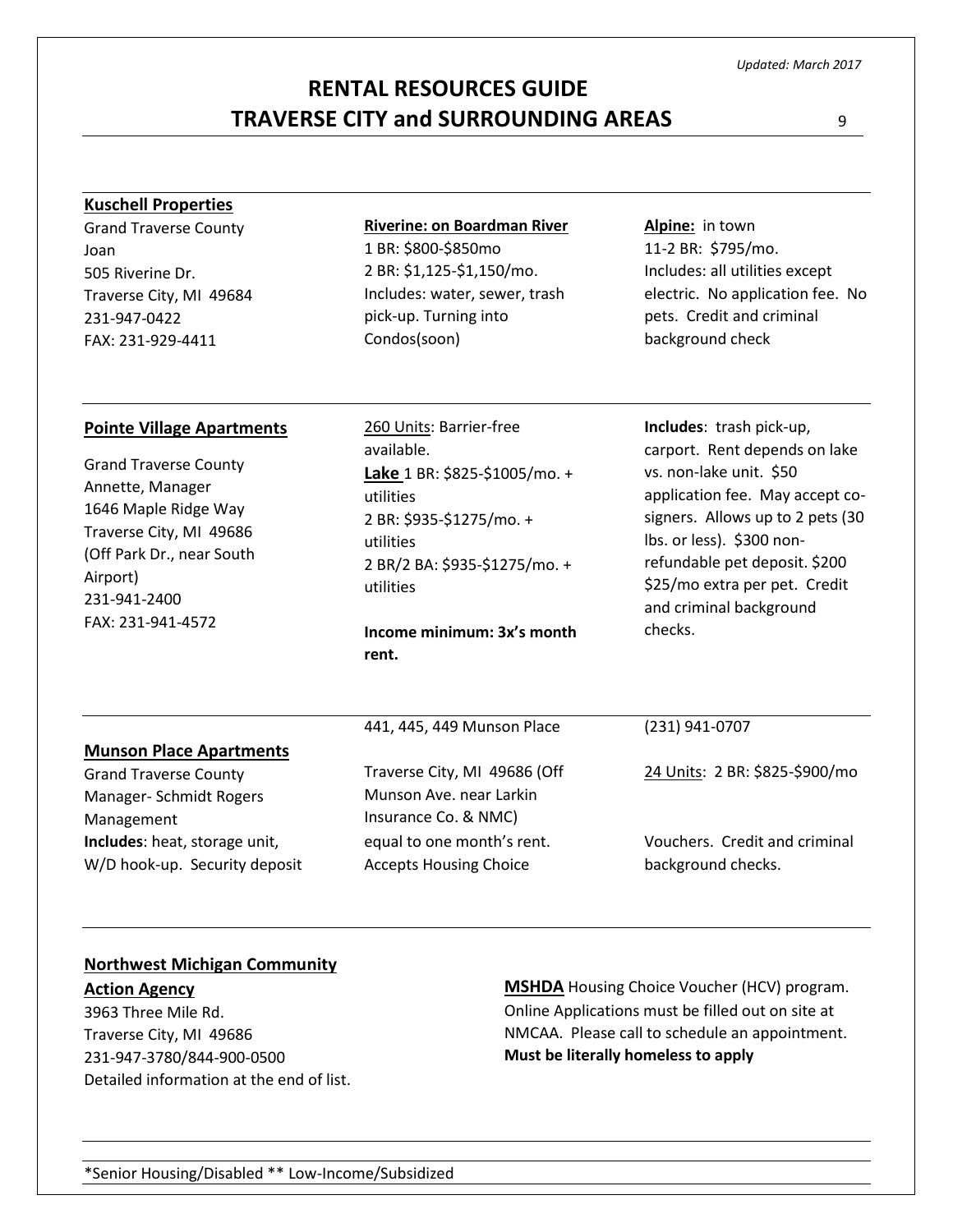*Updated: March 2017*

# RENTAL RESOURCES GUIDE
# TRAVERSE CITY and SURROUNDING AREAS

---

**Kuschell Properties**
Grand Traverse County
Joan
505 Riverine Dr.
Traverse City, MI 49684
231-947-0422
FAX: 231-929-4411

**Riverine: on Boardman River**
1 BR: $800-$850mo
2 BR: $1,125-$1,150/mo.
Includes: water, sewer, trash pick-up. Turning into Condos(soon)

**Alpine:** in town
11-2 BR: $795/mo.
Includes: all utilities except electric. No application fee. No pets. Credit and criminal background check

---

**Pointe Village Apartments**

Grand Traverse County
Annette, Manager
1646 Maple Ridge Way
Traverse City, MI 49686
(Off Park Dr., near South Airport)
231-941-2400
FAX: 231-941-4572

260 Units: Barrier-free available.
**Lake** 1 BR: $825-$1005/mo. + utilities
2 BR: $935-$1275/mo. + utilities
2 BR/2 BA: $935-$1275/mo. + utilities

**Income minimum: 3x's month rent.**

**Includes**: trash pick-up, carport. Rent depends on lake vs. non-lake unit. $50 application fee. May accept co-signers. Allows up to 2 pets (30 lbs. or less). $300 non-refundable pet deposit. $200 $25/mo extra per pet. Credit and criminal background checks.

---

**Munson Place Apartments**
Grand Traverse County
Manager- Schmidt Rogers Management
441, 445, 449 Munson Place
Traverse City, MI 49686 (Off Munson Ave. near Larkin Insurance Co. & NMC)
(231) 941-0707

24 Units: 2 BR: $825-$900/mo

**Includes**: heat, storage unit, W/D hook-up. Security deposit equal to one month's rent. Accepts Housing Choice Vouchers. Credit and criminal background checks.

---

**Northwest Michigan Community Action Agency**
3963 Three Mile Rd.
Traverse City, MI 49686
231-947-3780/844-900-0500
Detailed information at the end of list.

**MSHDA** Housing Choice Voucher (HCV) program. Online Applications must be filled out on site at NMCAA. Please call to schedule an appointment. **Must be literally homeless to apply**

---

*Senior Housing/Disabled ** Low-Income/Subsidized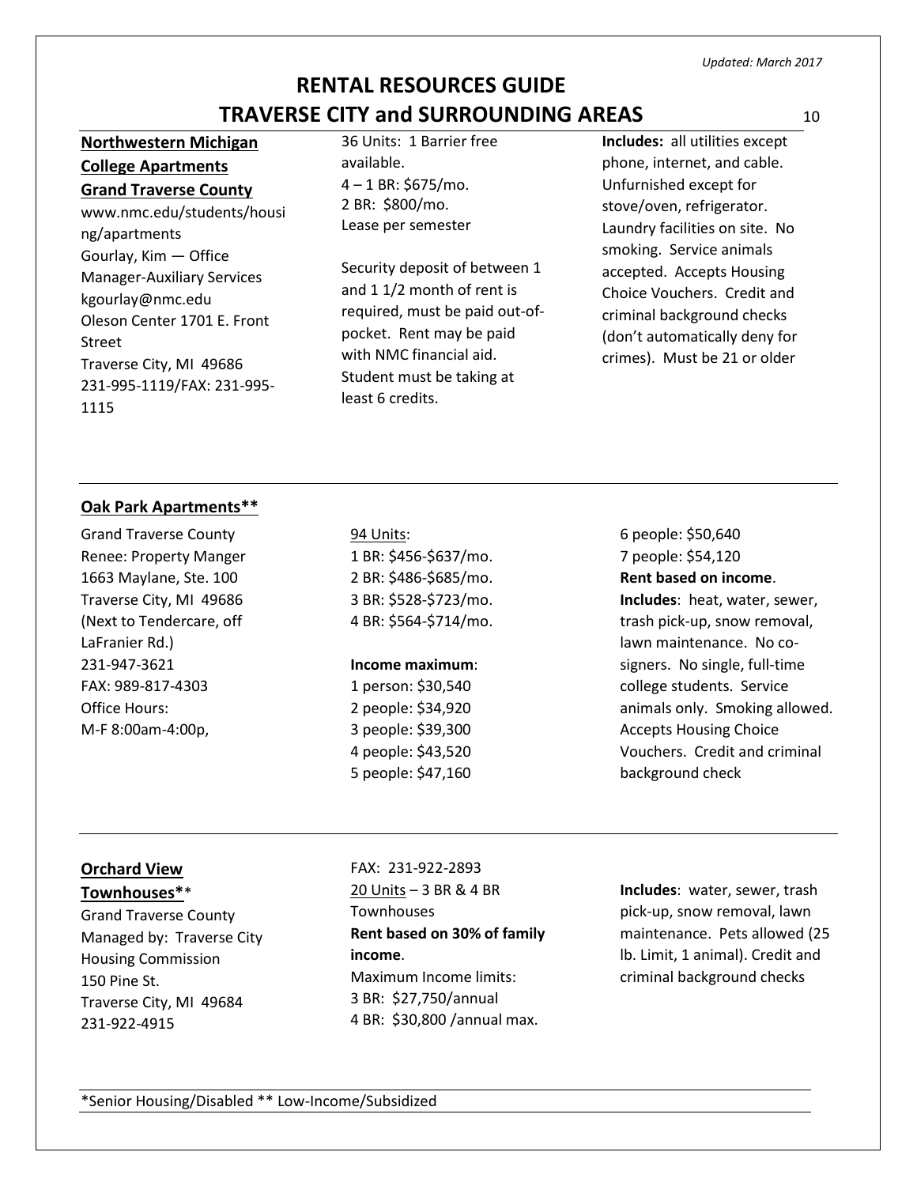*Updated: March 2017*

# RENTAL RESOURCES GUIDE
# TRAVERSE CITY and SURROUNDING AREAS

**Northwestern Michigan College Apartments**
**Grand Traverse County**

www.nmc.edu/students/housing/apartments
Gourlay, Kim — Office Manager-Auxiliary Services
kgourlay@nmc.edu
Oleson Center 1701 E. Front Street
Traverse City, MI 49686
231-995-1119/FAX: 231-995-1115

36 Units: 1 Barrier free available.
4 – 1 BR: $675/mo.
2 BR: $800/mo.
Lease per semester

Security deposit of between 1 and 1 1/2 month of rent is required, must be paid out-of-pocket. Rent may be paid with NMC financial aid. Student must be taking at least 6 credits.

**Includes:** all utilities except phone, internet, and cable. Unfurnished except for stove/oven, refrigerator. Laundry facilities on site. No smoking. Service animals accepted. Accepts Housing Choice Vouchers. Credit and criminal background checks (don't automatically deny for crimes). Must be 21 or older

---

**Oak Park Apartments****

Grand Traverse County
Renee: Property Manger
1663 Maylane, Ste. 100
Traverse City, MI 49686
(Next to Tendercare, off LaFranier Rd.)
231-947-3621
FAX: 989-817-4303
Office Hours:
M-F 8:00am-4:00p,

94 Units:
1 BR: $456-$637/mo.
2 BR: $486-$685/mo.
3 BR: $528-$723/mo.
4 BR: $564-$714/mo.

**Income maximum**:
1 person: $30,540
2 people: $34,920
3 people: $39,300
4 people: $43,520
5 people: $47,160
6 people: $50,640
7 people: $54,120

**Rent based on income**.
**Includes**: heat, water, sewer, trash pick-up, snow removal, lawn maintenance. No co-signers. No single, full-time college students. Service animals only. Smoking allowed. Accepts Housing Choice Vouchers. Credit and criminal background check

---

**Orchard View Townhouses****

Grand Traverse County
Managed by: Traverse City Housing Commission
150 Pine St.
Traverse City, MI 49684
231-922-4915
FAX: 231-922-2893

20 Units – 3 BR & 4 BR Townhouses
**Rent based on 30% of family income**.
Maximum Income limits:
3 BR: $27,750/annual
4 BR: $30,800 /annual max.

**Includes**: water, sewer, trash pick-up, snow removal, lawn maintenance. Pets allowed (25 lb. Limit, 1 animal). Credit and criminal background checks

---

*Senior Housing/Disabled ** Low-Income/Subsidized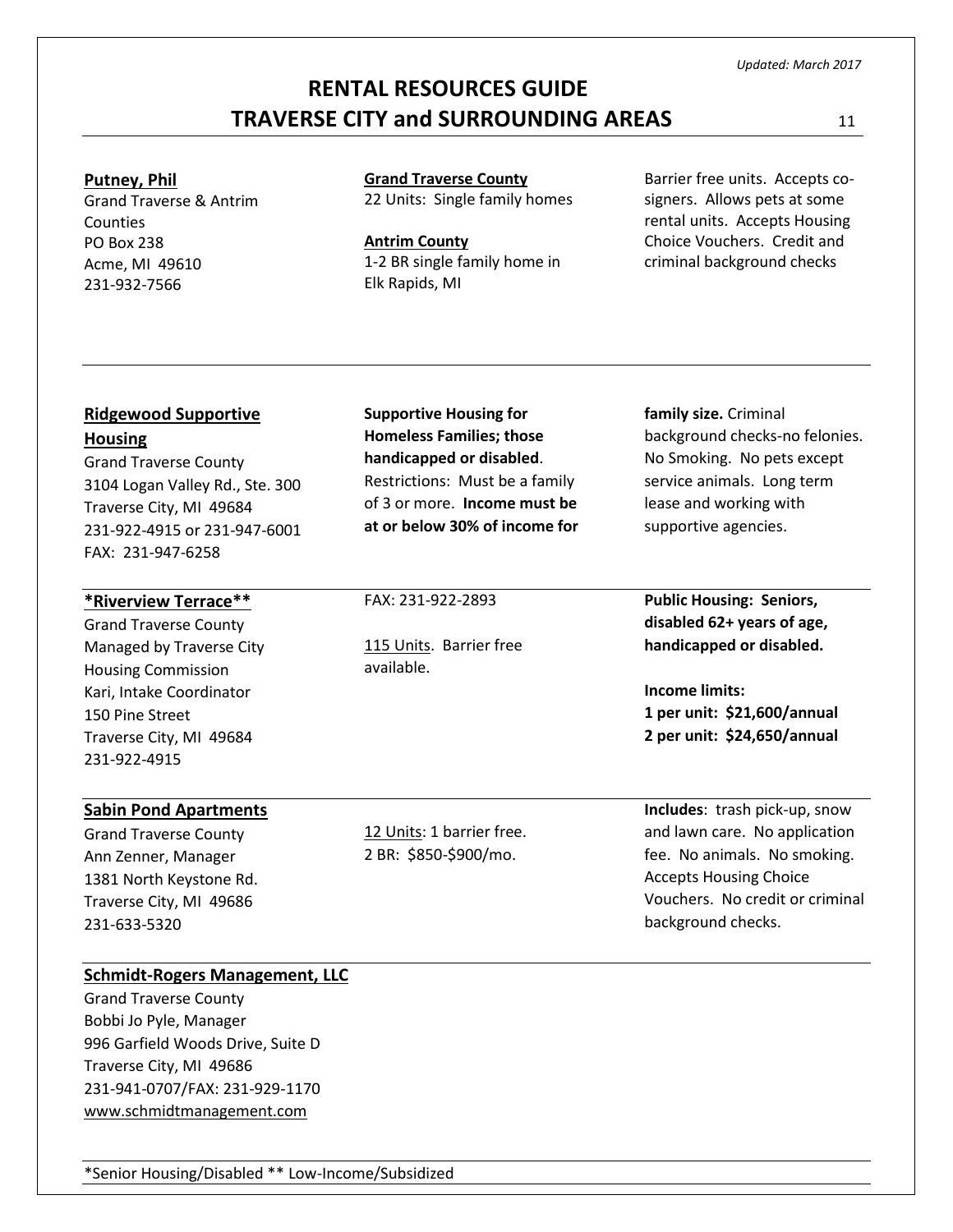*Updated: March 2017*

# RENTAL RESOURCES GUIDE
# TRAVERSE CITY and SURROUNDING AREAS

| | | |
|---|---|---|
| **Putney, Phil**<br>Grand Traverse & Antrim Counties<br>PO Box 238<br>Acme, MI 49610<br>231-932-7566 | **Grand Traverse County**<br>22 Units: Single family homes<br><br>**Antrim County**<br>1-2 BR single family home in Elk Rapids, MI | Barrier free units. Accepts co-signers. Allows pets at some rental units. Accepts Housing Choice Vouchers. Credit and criminal background checks |
| **Ridgewood Supportive Housing**<br>Grand Traverse County<br>3104 Logan Valley Rd., Ste. 300<br>Traverse City, MI 49684<br>231-922-4915 or 231-947-6001<br>FAX: 231-947-6258 | **Supportive Housing for Homeless Families; those handicapped or disabled**.<br>Restrictions: Must be a family of 3 or more. **Income must be at or below 30% of income for family size.** | Criminal background checks-no felonies. No Smoking. No pets except service animals. Long term lease and working with supportive agencies. |
| ***Riverview Terrace****<br>Grand Traverse County<br>Managed by Traverse City Housing Commission<br>Kari, Intake Coordinator<br>150 Pine Street<br>Traverse City, MI 49684<br>231-922-4915 | FAX: 231-922-2893<br><br>115 Units. Barrier free available. | **Public Housing: Seniors, disabled 62+ years of age, handicapped or disabled.**<br><br>**Income limits:**<br>**1 per unit: $21,600/annual**<br>**2 per unit: $24,650/annual** |
| **Sabin Pond Apartments**<br>Grand Traverse County<br>Ann Zenner, Manager<br>1381 North Keystone Rd.<br>Traverse City, MI 49686<br>231-633-5320 | 12 Units: 1 barrier free.<br>2 BR: $850-$900/mo. | **Includes**: trash pick-up, snow and lawn care. No application fee. No animals. No smoking. Accepts Housing Choice Vouchers. No credit or criminal background checks. |
| **Schmidt-Rogers Management, LLC**<br>Grand Traverse County<br>Bobbi Jo Pyle, Manager<br>996 Garfield Woods Drive, Suite D<br>Traverse City, MI 49686<br>231-941-0707/FAX: 231-929-1170<br>www.schmidtmanagement.com | | |

*Senior Housing/Disabled ** Low-Income/Subsidized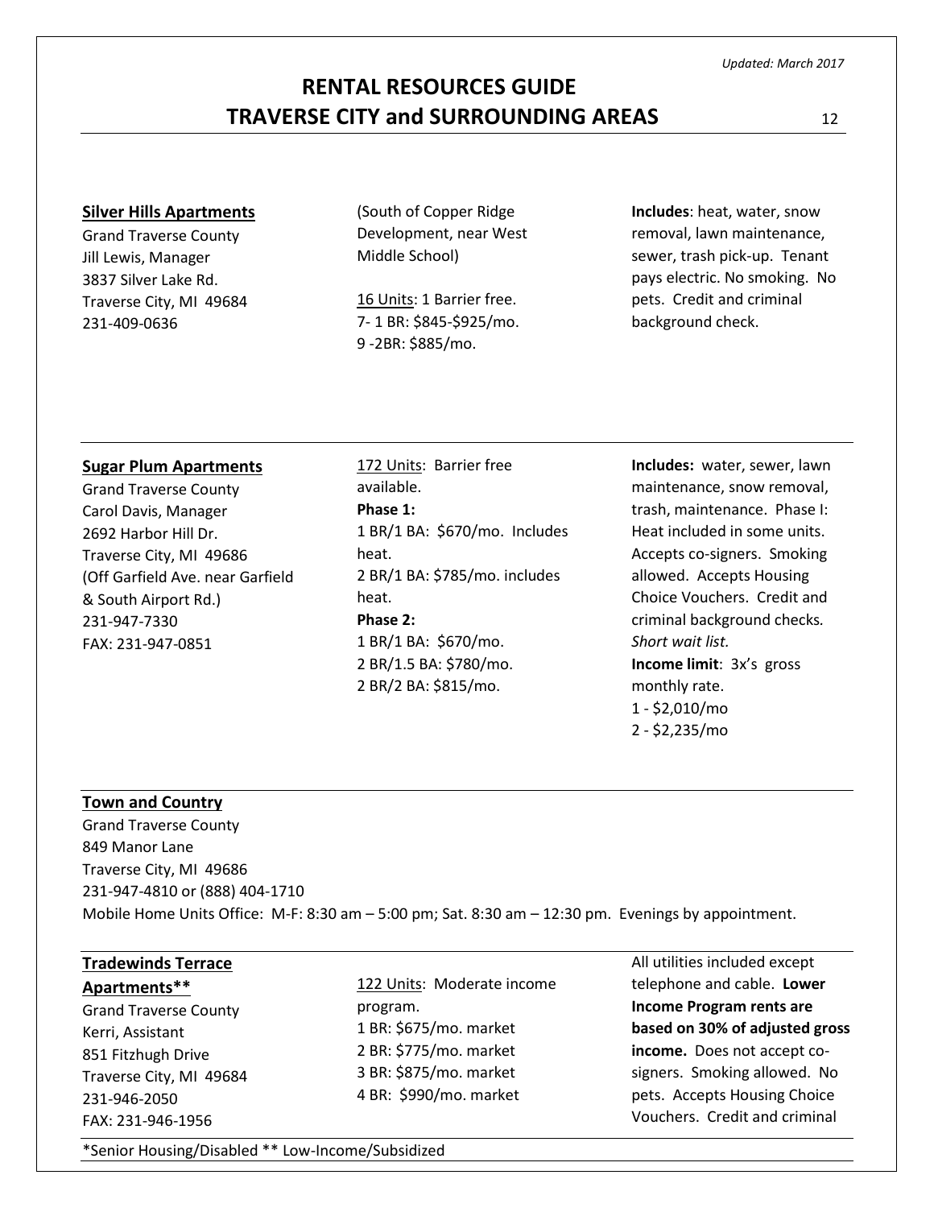# RENTAL RESOURCES GUIDE
## TRAVERSE CITY and SURROUNDING AREAS

*Updated: March 2017*

---

**Silver Hills Apartments**

Grand Traverse County
Jill Lewis, Manager
3837 Silver Lake Rd.
Traverse City, MI 49684
231-409-0636

(South of Copper Ridge Development, near West Middle School)

16 Units: 1 Barrier free.
7- 1 BR: $845-$925/mo.
9 -2BR: $885/mo.

**Includes**: heat, water, snow removal, lawn maintenance, sewer, trash pick-up. Tenant pays electric. No smoking. No pets. Credit and criminal background check.

---

**Sugar Plum Apartments**

Grand Traverse County
Carol Davis, Manager
2692 Harbor Hill Dr.
Traverse City, MI 49686
(Off Garfield Ave. near Garfield & South Airport Rd.)
231-947-7330
FAX: 231-947-0851

172 Units: Barrier free available.

**Phase 1:**
1 BR/1 BA: $670/mo. Includes heat.
2 BR/1 BA: $785/mo. includes heat.

**Phase 2:**
1 BR/1 BA: $670/mo.
2 BR/1.5 BA: $780/mo.
2 BR/2 BA: $815/mo.

**Includes:** water, sewer, lawn maintenance, snow removal, trash, maintenance. Phase I: Heat included in some units. Accepts co-signers. Smoking allowed. Accepts Housing Choice Vouchers. Credit and criminal background checks. *Short wait list.*

**Income limit**: 3x's gross monthly rate.
1 - $2,010/mo
2 - $2,235/mo

---

**Town and Country**

Grand Traverse County
849 Manor Lane
Traverse City, MI 49686
231-947-4810 or (888) 404-1710
Mobile Home Units Office: M-F: 8:30 am – 5:00 pm; Sat. 8:30 am – 12:30 pm. Evenings by appointment.

---

**Tradewinds Terrace Apartments****

Grand Traverse County
Kerri, Assistant
851 Fitzhugh Drive
Traverse City, MI 49684
231-946-2050
FAX: 231-946-1956

122 Units: Moderate income program.
1 BR: $675/mo. market
2 BR: $775/mo. market
3 BR: $875/mo. market
4 BR: $990/mo. market

All utilities included except telephone and cable. **Lower Income Program rents are based on 30% of adjusted gross income.** Does not accept co-signers. Smoking allowed. No pets. Accepts Housing Choice Vouchers. Credit and criminal

---

*Senior Housing/Disabled ** Low-Income/Subsidized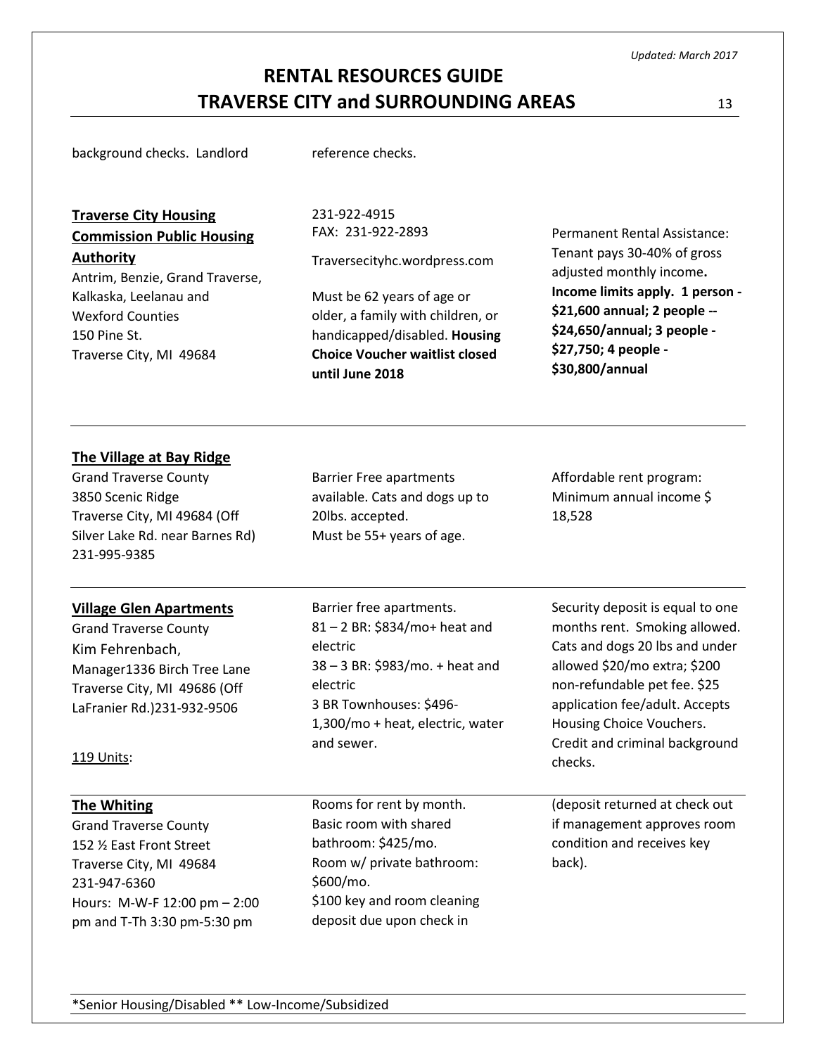| | | |
|---|---|---|
| background checks. Landlord | reference checks. | |
| **Traverse City Housing Commission Public Housing Authority**<br>Antrim, Benzie, Grand Traverse, Kalkaska, Leelanau and Wexford Counties<br>150 Pine St.<br>Traverse City, MI 49684 | 231-922-4915<br>FAX: 231-922-2893<br>Traversecityhc.wordpress.com<br>Must be 62 years of age or older, a family with children, or handicapped/disabled. **Housing Choice Voucher waitlist closed until June 2018** | Permanent Rental Assistance: Tenant pays 30-40% of gross adjusted monthly income**.** **Income limits apply. 1 person - $21,600 annual; 2 people -- $24,650/annual; 3 people - $27,750; 4 people - $30,800/annual** |
| **The Village at Bay Ridge**<br>Grand Traverse County<br>3850 Scenic Ridge<br>Traverse City, MI 49684 (Off Silver Lake Rd. near Barnes Rd)<br>231-995-9385 | Barrier Free apartments available. Cats and dogs up to 20lbs. accepted.<br>Must be 55+ years of age. | Affordable rent program: Minimum annual income $ 18,528 |
| **Village Glen Apartments**<br>Grand Traverse County<br>Kim Fehrenbach, Manager1336 Birch Tree Lane<br>Traverse City, MI 49686 (Off LaFranier Rd.)231-932-9506<br><br>119 Units: | Barrier free apartments.<br>81 – 2 BR: $834/mo+ heat and electric<br>38 – 3 BR: $983/mo. + heat and electric<br>3 BR Townhouses: $496-1,300/mo + heat, electric, water and sewer. | Security deposit is equal to one months rent. Smoking allowed. Cats and dogs 20 lbs and under allowed $20/mo extra; $200 non-refundable pet fee. $25 application fee/adult. Accepts Housing Choice Vouchers. Credit and criminal background checks. |
| **The Whiting**<br>Grand Traverse County<br>152 ½ East Front Street<br>Traverse City, MI 49684<br>231-947-6360<br>Hours: M-W-F 12:00 pm – 2:00 pm and T-Th 3:30 pm-5:30 pm | Rooms for rent by month.<br>Basic room with shared bathroom: $425/mo.<br>Room w/ private bathroom: $600/mo.<br>$100 key and room cleaning deposit due upon check in | (deposit returned at check out if management approves room condition and receives key back). |

*Senior Housing/Disabled ** Low-Income/Subsidized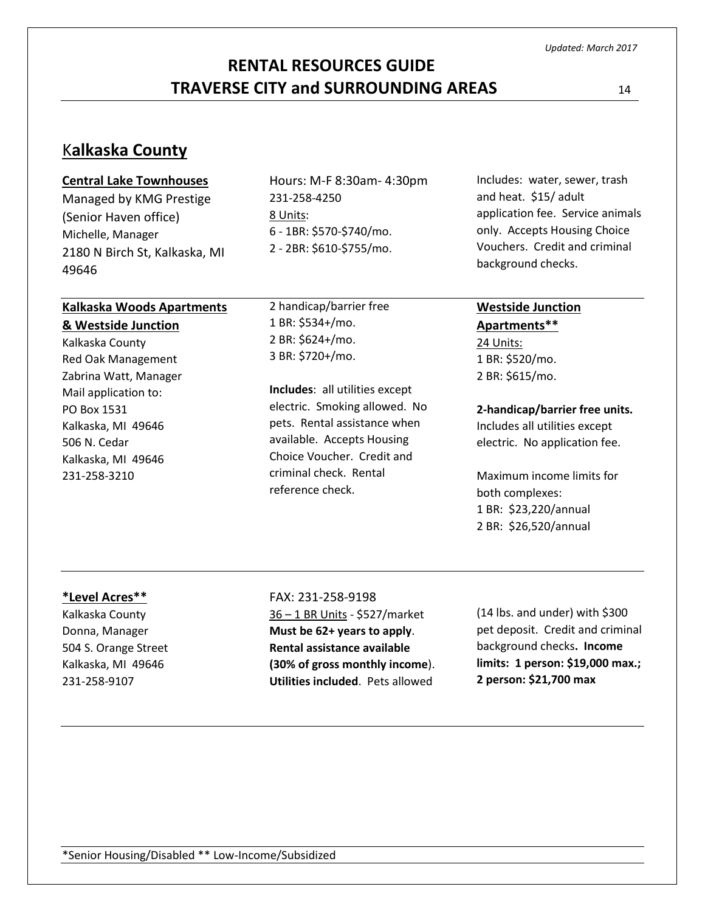# Kalkaska County

**Central Lake Townhouses**
Managed by KMG Prestige
(Senior Haven office)
Michelle, Manager
2180 N Birch St, Kalkaska, MI 49646

Hours: M-F 8:30am- 4:30pm
231-258-4250
8 Units:
6 - 1BR: $570-$740/mo.
2 - 2BR: $610-$755/mo.

Includes: water, sewer, trash and heat. $15/ adult application fee. Service animals only. Accepts Housing Choice Vouchers. Credit and criminal background checks.

---

**Kalkaska Woods Apartments & Westside Junction**
Kalkaska County
Red Oak Management
Zabrina Watt, Manager
Mail application to:
PO Box 1531
Kalkaska, MI 49646
506 N. Cedar
Kalkaska, MI 49646
231-258-3210

2 handicap/barrier free
1 BR: $534+/mo.
2 BR: $624+/mo.
3 BR: $720+/mo.

**Includes**: all utilities except electric. Smoking allowed. No pets. Rental assistance when available. Accepts Housing Choice Voucher. Credit and criminal check. Rental reference check.

**Westside Junction Apartments****
24 Units:
1 BR: $520/mo.
2 BR: $615/mo.

**2-handicap/barrier free units.** Includes all utilities except electric. No application fee.

Maximum income limits for both complexes:
1 BR: $23,220/annual
2 BR: $26,520/annual

---

***Level Acres****
Kalkaska County
Donna, Manager
504 S. Orange Street
Kalkaska, MI 49646
231-258-9107

FAX: 231-258-9198
36 – 1 BR Units - $527/market
**Must be 62+ years to apply**. **Rental assistance available (30% of gross monthly income**). **Utilities included**. Pets allowed (14 lbs. and under) with $300 pet deposit. Credit and criminal background checks**. Income limits: 1 person: $19,000 max.; 2 person: $21,700 max**

---

*Senior Housing/Disabled ** Low-Income/Subsidized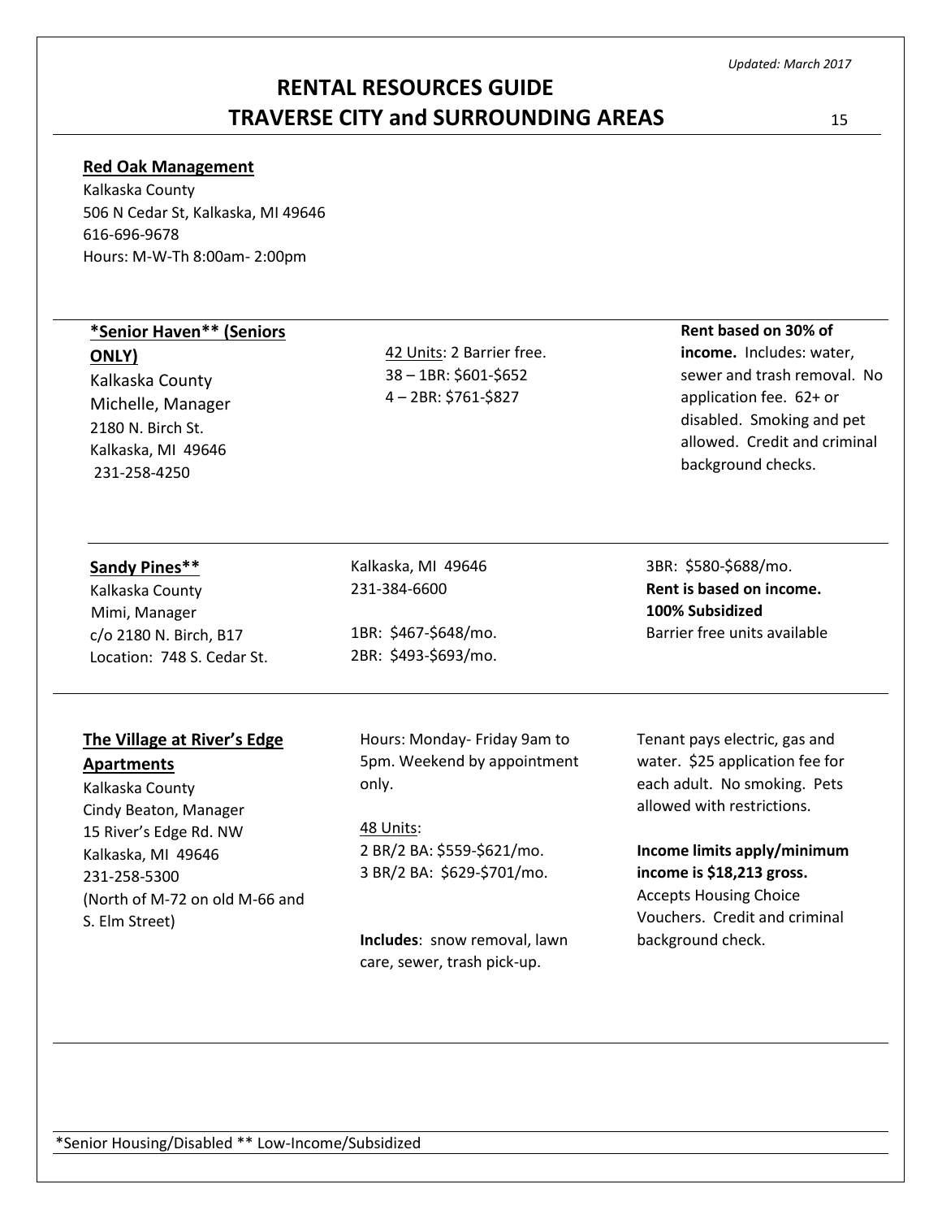*Updated: March 2017*

# RENTAL RESOURCES GUIDE
# TRAVERSE CITY and SURROUNDING AREAS

**Red Oak Management**
Kalkaska County
506 N Cedar St, Kalkaska, MI 49646
616-696-9678
Hours: M-W-Th 8:00am- 2:00pm

---

**\*Senior Haven\*\* (Seniors ONLY)**
Kalkaska County
Michelle, Manager
2180 N. Birch St.
Kalkaska, MI 49646
231-258-4250

42 Units: 2 Barrier free.
38 – 1BR: $601-$652
4 – 2BR: $761-$827

**Rent based on 30% of income.** Includes: water, sewer and trash removal. No application fee. 62+ or disabled. Smoking and pet allowed. Credit and criminal background checks.

---

**Sandy Pines\*\***
Kalkaska County
Mimi, Manager
c/o 2180 N. Birch, B17
Location: 748 S. Cedar St.
Kalkaska, MI 49646
231-384-6600

1BR: $467-$648/mo.
2BR: $493-$693/mo.
3BR: $580-$688/mo.

**Rent is based on income.**
**100% Subsidized**
Barrier free units available

---

**The Village at River's Edge Apartments**
Kalkaska County
Cindy Beaton, Manager
15 River's Edge Rd. NW
Kalkaska, MI 49646
231-258-5300
(North of M-72 on old M-66 and S. Elm Street)

Hours: Monday- Friday 9am to 5pm. Weekend by appointment only.

48 Units:
2 BR/2 BA: $559-$621/mo.
3 BR/2 BA: $629-$701/mo.

**Includes**: snow removal, lawn care, sewer, trash pick-up.

Tenant pays electric, gas and water. $25 application fee for each adult. No smoking. Pets allowed with restrictions.

**Income limits apply/minimum income is $18,213 gross.** Accepts Housing Choice Vouchers. Credit and criminal background check.

---

\*Senior Housing/Disabled \*\* Low-Income/Subsidized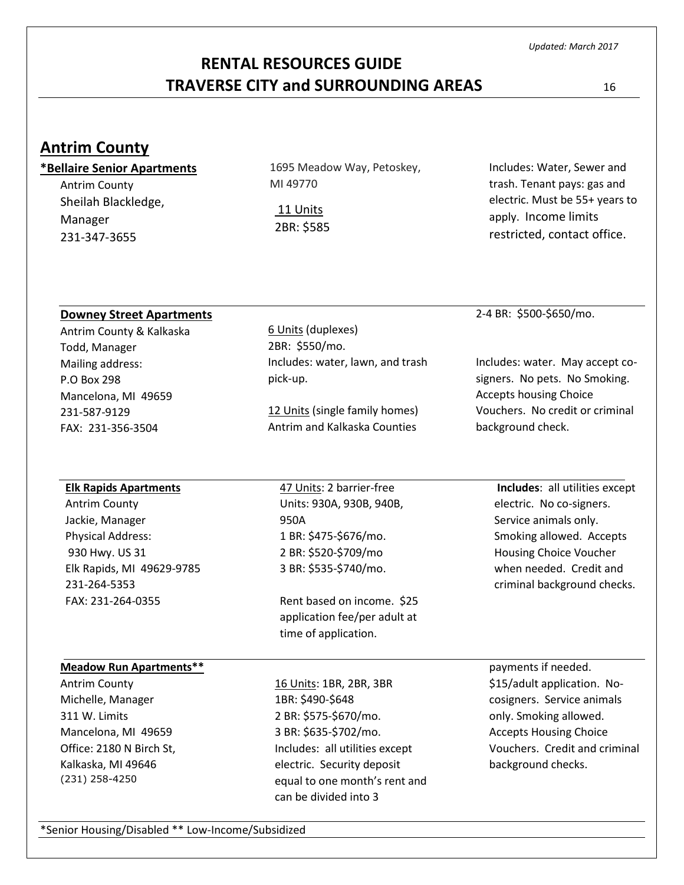## Antrim County

**\*Bellaire Senior Apartments**
Antrim County
Sheilah Blackledge, Manager
231-347-3655

1695 Meadow Way, Petoskey, MI 49770

11 Units
2BR: $585

Includes: Water, Sewer and trash. Tenant pays: gas and electric. Must be 55+ years to apply. Income limits restricted, contact office.

---

**Downey Street Apartments**
Antrim County & Kalkaska
Todd, Manager
Mailing address:
P.O Box 298
Mancelona, MI 49659
231-587-9129
FAX: 231-356-3504

6 Units (duplexes)
2BR: $550/mo.
Includes: water, lawn, and trash pick-up.

12 Units (single family homes)
Antrim and Kalkaska Counties
2-4 BR: $500-$650/mo.

Includes: water. May accept co-signers. No pets. No Smoking. Accepts housing Choice Vouchers. No credit or criminal background check.

---

**Elk Rapids Apartments**
Antrim County
Jackie, Manager
Physical Address:
930 Hwy. US 31
Elk Rapids, MI 49629-9785
231-264-5353
FAX: 231-264-0355

47 Units: 2 barrier-free Units: 930A, 930B, 940B, 950A
1 BR: $475-$676/mo.
2 BR: $520-$709/mo
3 BR: $535-$740/mo.

Rent based on income. $25 application fee/per adult at time of application.

**Includes**: all utilities except electric. No co-signers. Service animals only. Smoking allowed. Accepts Housing Choice Voucher when needed. Credit and criminal background checks.

---

**Meadow Run Apartments\*\***
Antrim County
Michelle, Manager
311 W. Limits
Mancelona, MI 49659
Office: 2180 N Birch St, Kalkaska, MI 49646
(231) 258-4250

16 Units: 1BR, 2BR, 3BR
1BR: $490-$648
2 BR: $575-$670/mo.
3 BR: $635-$702/mo.
Includes: all utilities except electric. Security deposit equal to one month's rent and can be divided into 3 payments if needed.

$15/adult application. No-cosigners. Service animals only. Smoking allowed. Accepts Housing Choice Vouchers. Credit and criminal background checks.

---

\*Senior Housing/Disabled \*\* Low-Income/Subsidized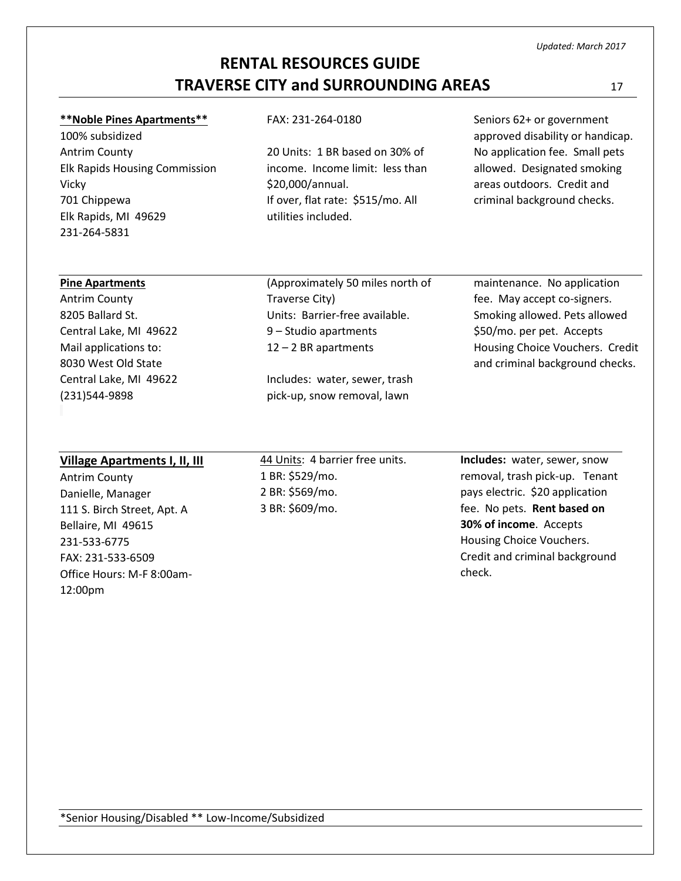**Noble Pines Apartments**
100% subsidized
Antrim County
Elk Rapids Housing Commission
Vicky
701 Chippewa
Elk Rapids, MI 49629
231-264-5831

FAX: 231-264-0180

20 Units: 1 BR based on 30% of income. Income limit: less than $20,000/annual.
If over, flat rate: $515/mo. All utilities included.

Seniors 62+ or government approved disability or handicap. No application fee. Small pets allowed. Designated smoking areas outdoors. Credit and criminal background checks.

---

**Pine Apartments**
Antrim County
8205 Ballard St.
Central Lake, MI 49622
Mail applications to:
8030 West Old State
Central Lake, MI 49622
(231)544-9898

(Approximately 50 miles north of Traverse City)
Units: Barrier-free available.
9 – Studio apartments
12 – 2 BR apartments

Includes: water, sewer, trash pick-up, snow removal, lawn maintenance. No application fee. May accept co-signers. Smoking allowed. Pets allowed $50/mo. per pet. Accepts Housing Choice Vouchers. Credit and criminal background checks.

---

**Village Apartments I, II, III**
Antrim County
Danielle, Manager
111 S. Birch Street, Apt. A
Bellaire, MI 49615
231-533-6775
FAX: 231-533-6509
Office Hours: M-F 8:00am-12:00pm

44 Units: 4 barrier free units.
1 BR: $529/mo.
2 BR: $569/mo.
3 BR: $609/mo.

**Includes:** water, sewer, snow removal, trash pick-up. Tenant pays electric. $20 application fee. No pets. **Rent based on 30% of income**. Accepts Housing Choice Vouchers. Credit and criminal background check.

---

*Senior Housing/Disabled ** Low-Income/Subsidized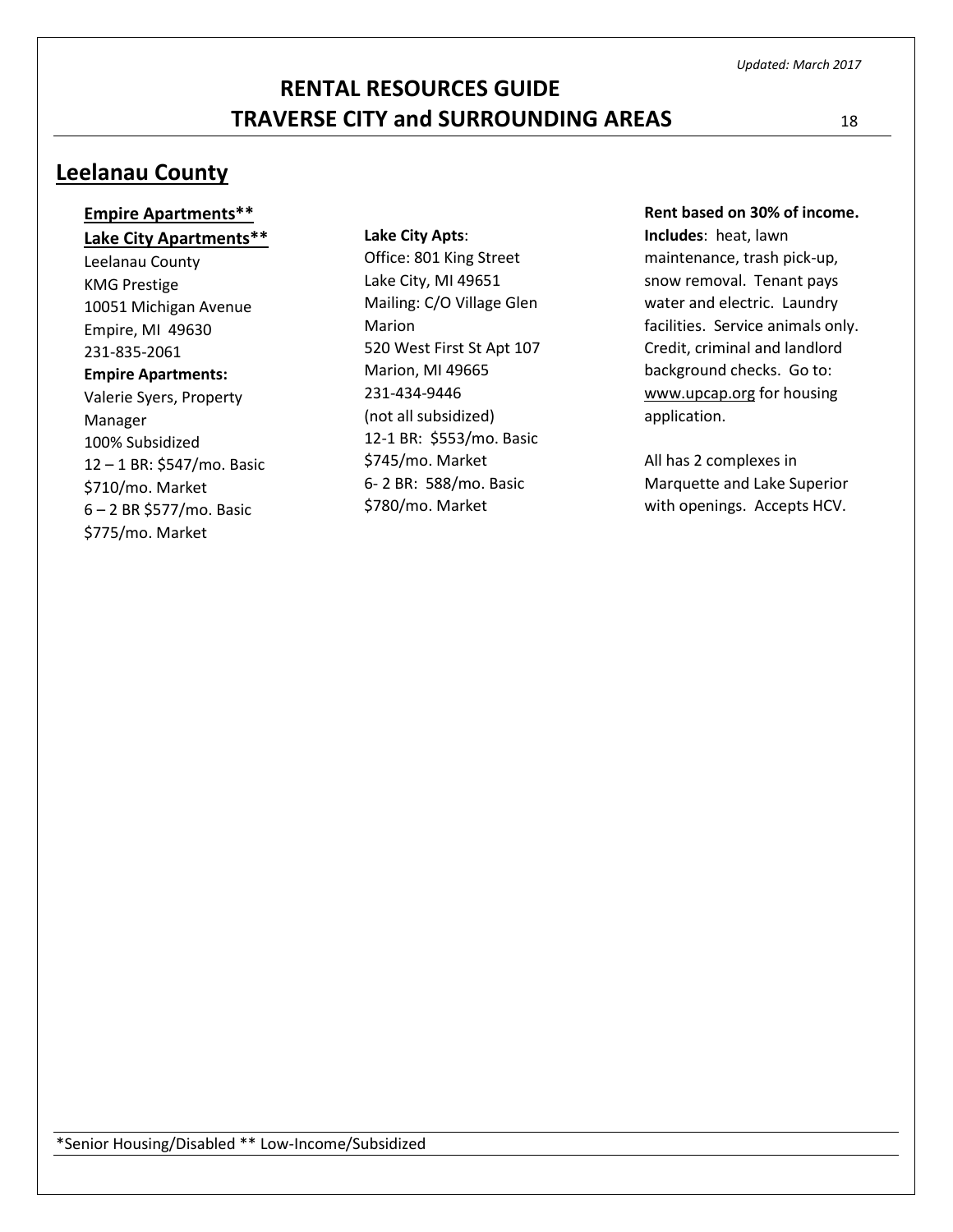## Leelanau County

**Empire Apartments****

**Lake City Apartments****

Leelanau County
KMG Prestige
10051 Michigan Avenue
Empire, MI 49630
231-835-2061

**Empire Apartments:**
Valerie Syers, Property Manager
100% Subsidized
12 – 1 BR: $547/mo. Basic
$710/mo. Market
6 – 2 BR $577/mo. Basic
$775/mo. Market

**Lake City Apts**:
Office: 801 King Street
Lake City, MI 49651
Mailing: C/O Village Glen Marion
520 West First St Apt 107
Marion, MI 49665
231-434-9446
(not all subsidized)
12-1 BR: $553/mo. Basic
$745/mo. Market
6- 2 BR: 588/mo. Basic
$780/mo. Market

**Rent based on 30% of income.**
**Includes**: heat, lawn maintenance, trash pick-up, snow removal. Tenant pays water and electric. Laundry facilities. Service animals only. Credit, criminal and landlord background checks. Go to: www.upcap.org for housing application.

All has 2 complexes in Marquette and Lake Superior with openings. Accepts HCV.

*Senior Housing/Disabled ** Low-Income/Subsidized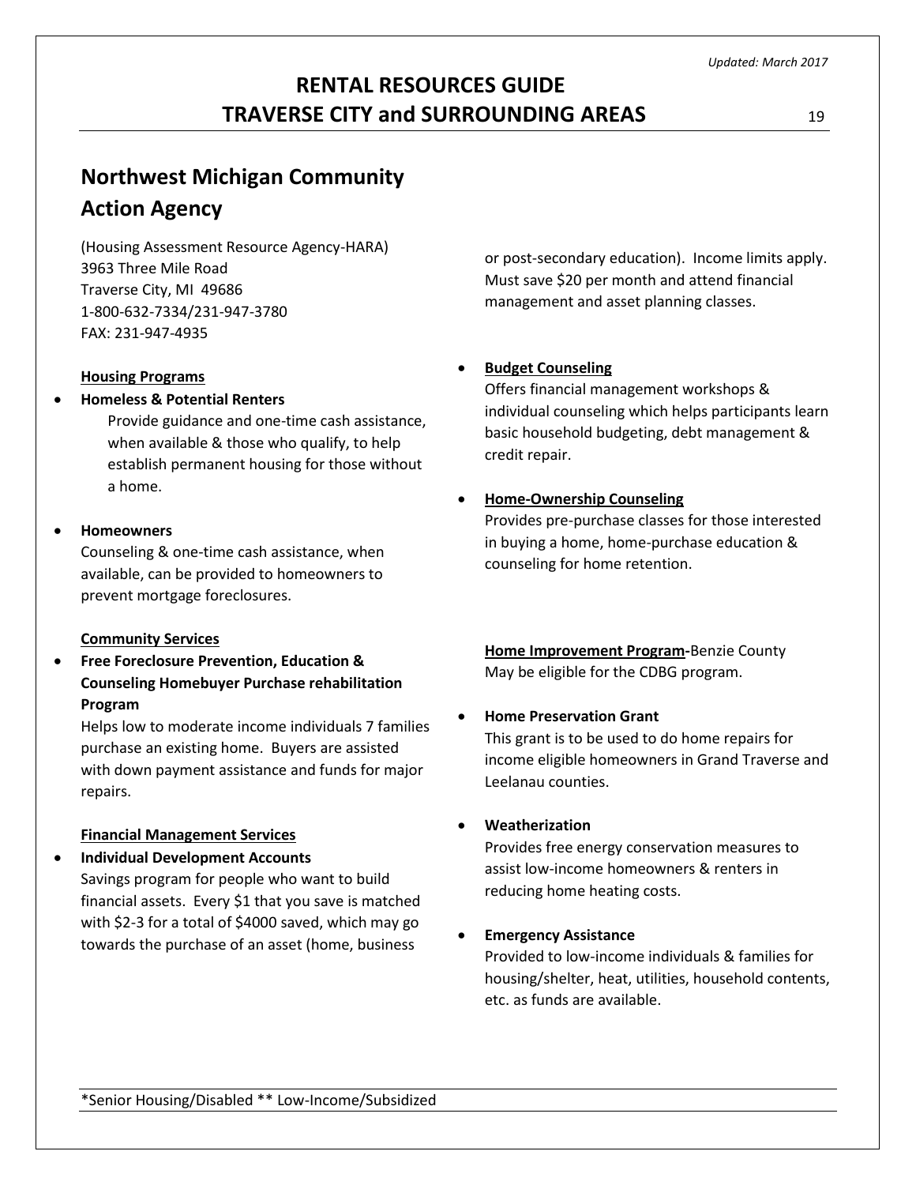## Northwest Michigan Community Action Agency

(Housing Assessment Resource Agency-HARA)
3963 Three Mile Road
Traverse City, MI 49686
1-800-632-7334/231-947-3780
FAX: 231-947-4935

**Housing Programs**

- **Homeless & Potential Renters**
  Provide guidance and one-time cash assistance, when available & those who qualify, to help establish permanent housing for those without a home.

- **Homeowners**
  Counseling & one-time cash assistance, when available, can be provided to homeowners to prevent mortgage foreclosures.

**Community Services**

- **Free Foreclosure Prevention, Education & Counseling Homebuyer Purchase rehabilitation Program**
  Helps low to moderate income individuals 7 families purchase an existing home. Buyers are assisted with down payment assistance and funds for major repairs.

**Financial Management Services**

- **Individual Development Accounts**
  Savings program for people who want to build financial assets. Every $1 that you save is matched with $2-3 for a total of $4000 saved, which may go towards the purchase of an asset (home, business or post-secondary education). Income limits apply. Must save $20 per month and attend financial management and asset planning classes.

- **Budget Counseling**
  Offers financial management workshops & individual counseling which helps participants learn basic household budgeting, debt management & credit repair.

- **Home-Ownership Counseling**
  Provides pre-purchase classes for those interested in buying a home, home-purchase education & counseling for home retention.

**Home Improvement Program-**Benzie County
May be eligible for the CDBG program.

- **Home Preservation Grant**
  This grant is to be used to do home repairs for income eligible homeowners in Grand Traverse and Leelanau counties.

- **Weatherization**
  Provides free energy conservation measures to assist low-income homeowners & renters in reducing home heating costs.

- **Emergency Assistance**
  Provided to low-income individuals & families for housing/shelter, heat, utilities, household contents, etc. as funds are available.

*Senior Housing/Disabled ** Low-Income/Subsidized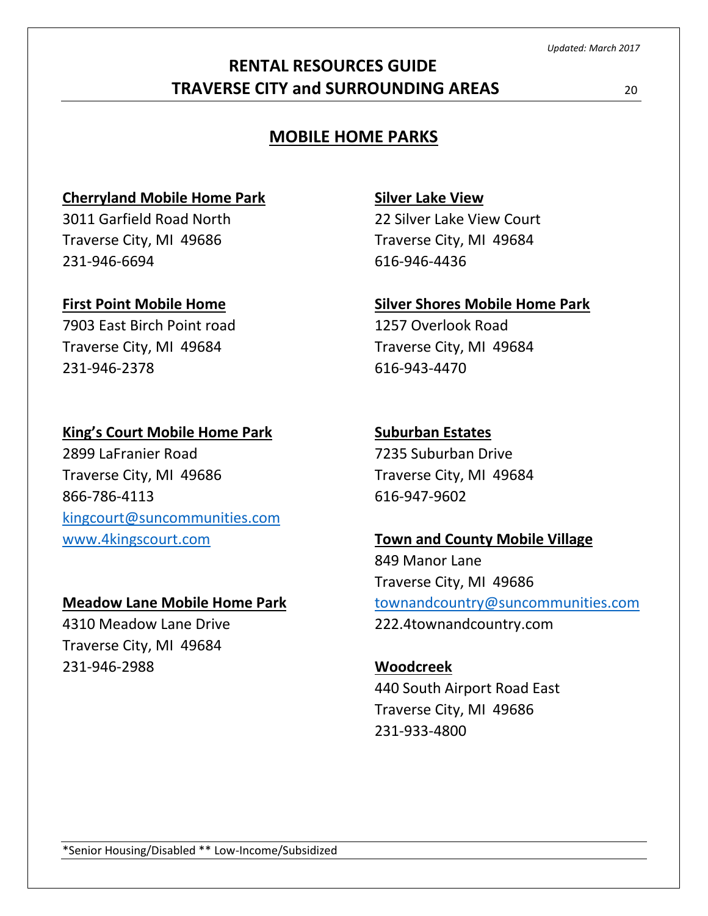## MOBILE HOME PARKS

**Cherryland Mobile Home Park**
3011 Garfield Road North
Traverse City, MI 49686
231-946-6694

**First Point Mobile Home**
7903 East Birch Point road
Traverse City, MI 49684
231-946-2378

**King's Court Mobile Home Park**
2899 LaFranier Road
Traverse City, MI 49686
866-786-4113
kingcourt@suncommunities.com
www.4kingscourt.com

**Meadow Lane Mobile Home Park**
4310 Meadow Lane Drive
Traverse City, MI 49684
231-946-2988

**Silver Lake View**
22 Silver Lake View Court
Traverse City, MI 49684
616-946-4436

**Silver Shores Mobile Home Park**
1257 Overlook Road
Traverse City, MI 49684
616-943-4470

**Suburban Estates**
7235 Suburban Drive
Traverse City, MI 49684
616-947-9602

**Town and County Mobile Village**
849 Manor Lane
Traverse City, MI 49686
townandcountry@suncommunities.com
222.4townandcountry.com

**Woodcreek**
440 South Airport Road East
Traverse City, MI 49686
231-933-4800

*Senior Housing/Disabled ** Low-Income/Subsidized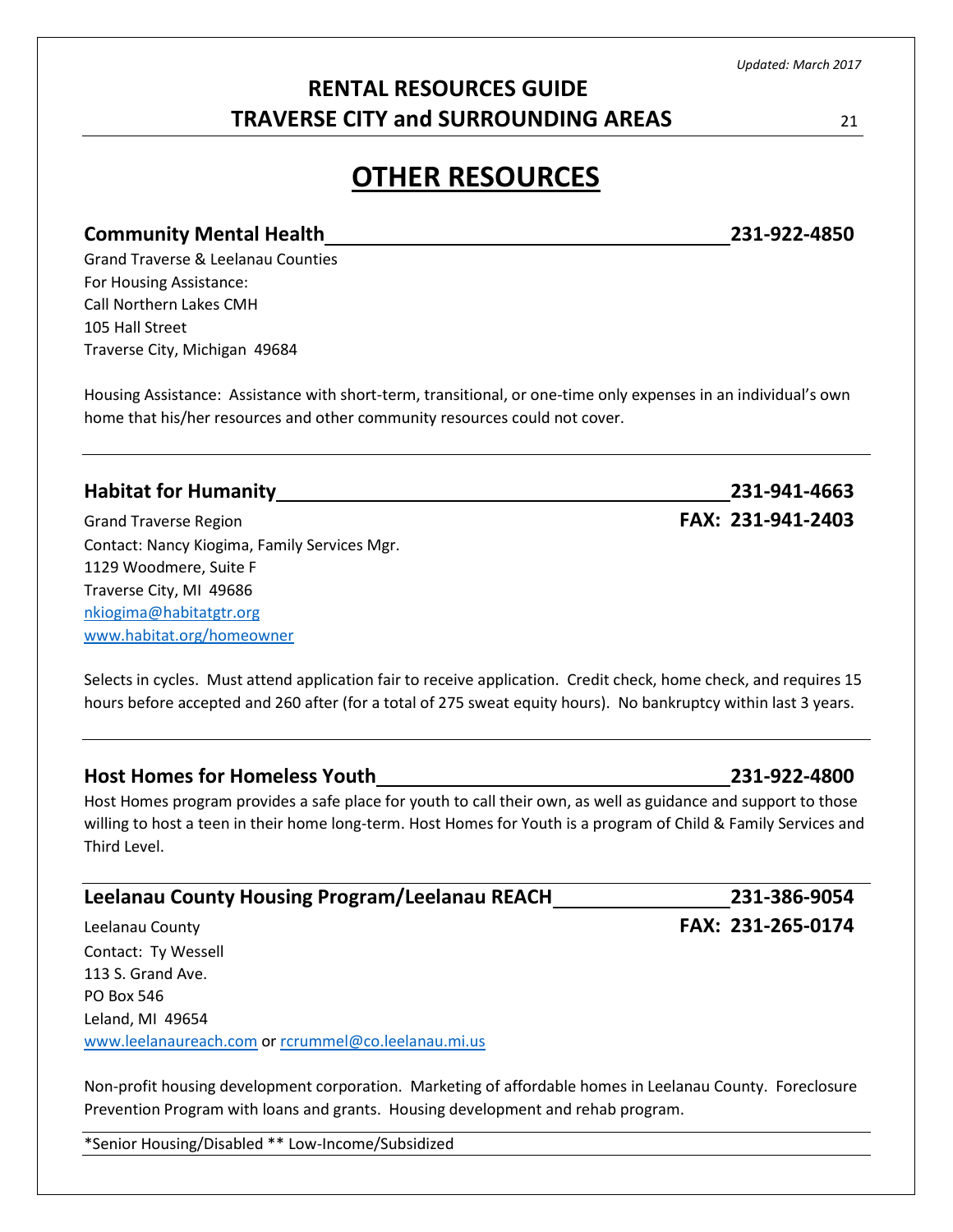# OTHER RESOURCES

### Community Mental Health — 231-922-4850

Grand Traverse & Leelanau Counties
For Housing Assistance:
Call Northern Lakes CMH
105 Hall Street
Traverse City, Michigan 49684

Housing Assistance: Assistance with short-term, transitional, or one-time only expenses in an individual's own home that his/her resources and other community resources could not cover.

---

### Habitat for Humanity — 231-941-4663

Grand Traverse Region — **FAX: 231-941-2403**
Contact: Nancy Kiogima, Family Services Mgr.
1129 Woodmere, Suite F
Traverse City, MI 49686
nkiogima@habitatgtr.org
www.habitat.org/homeowner

Selects in cycles. Must attend application fair to receive application. Credit check, home check, and requires 15 hours before accepted and 260 after (for a total of 275 sweat equity hours). No bankruptcy within last 3 years.

---

### Host Homes for Homeless Youth — 231-922-4800

Host Homes program provides a safe place for youth to call their own, as well as guidance and support to those willing to host a teen in their home long-term. Host Homes for Youth is a program of Child & Family Services and Third Level.

---

### Leelanau County Housing Program/Leelanau REACH — 231-386-9054

Leelanau County — **FAX: 231-265-0174**
Contact: Ty Wessell
113 S. Grand Ave.
PO Box 546
Leland, MI 49654
www.leelanaureach.com or rcrummel@co.leelanau.mi.us

Non-profit housing development corporation. Marketing of affordable homes in Leelanau County. Foreclosure Prevention Program with loans and grants. Housing development and rehab program.

---

*Senior Housing/Disabled ** Low-Income/Subsidized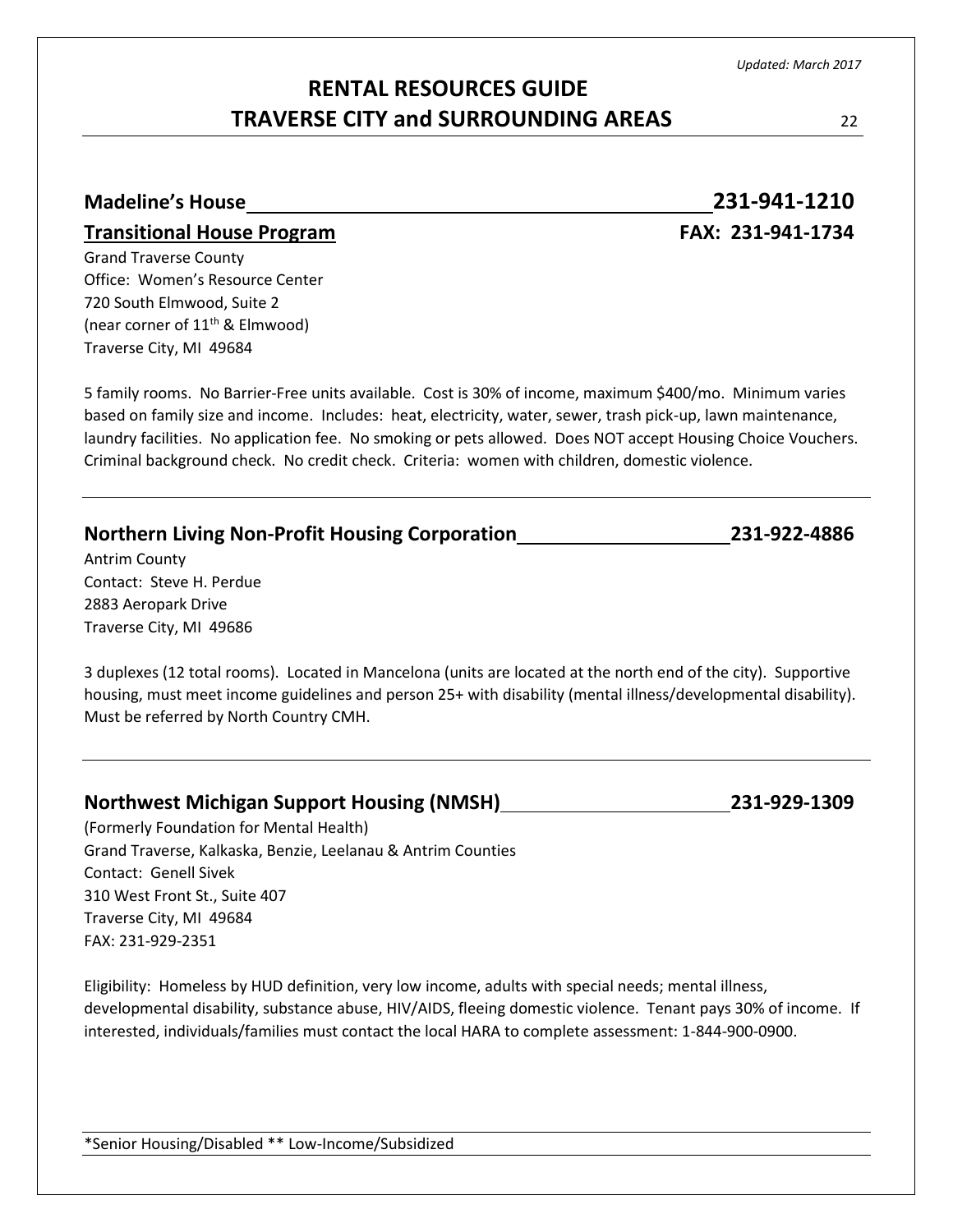## Madeline's House 231-941-1210

**Transitional House Program** FAX: 231-941-1734

Grand Traverse County
Office: Women's Resource Center
720 South Elmwood, Suite 2
(near corner of 11th & Elmwood)
Traverse City, MI 49684

5 family rooms. No Barrier-Free units available. Cost is 30% of income, maximum $400/mo. Minimum varies based on family size and income. Includes: heat, electricity, water, sewer, trash pick-up, lawn maintenance, laundry facilities. No application fee. No smoking or pets allowed. Does NOT accept Housing Choice Vouchers. Criminal background check. No credit check. Criteria: women with children, domestic violence.

---

## Northern Living Non-Profit Housing Corporation 231-922-4886

Antrim County
Contact: Steve H. Perdue
2883 Aeropark Drive
Traverse City, MI 49686

3 duplexes (12 total rooms). Located in Mancelona (units are located at the north end of the city). Supportive housing, must meet income guidelines and person 25+ with disability (mental illness/developmental disability). Must be referred by North Country CMH.

---

## Northwest Michigan Support Housing (NMSH) 231-929-1309

(Formerly Foundation for Mental Health)
Grand Traverse, Kalkaska, Benzie, Leelanau & Antrim Counties
Contact: Genell Sivek
310 West Front St., Suite 407
Traverse City, MI 49684
FAX: 231-929-2351

Eligibility: Homeless by HUD definition, very low income, adults with special needs; mental illness, developmental disability, substance abuse, HIV/AIDS, fleeing domestic violence. Tenant pays 30% of income. If interested, individuals/families must contact the local HARA to complete assessment: 1-844-900-0900.

---

*Senior Housing/Disabled ** Low-Income/Subsidized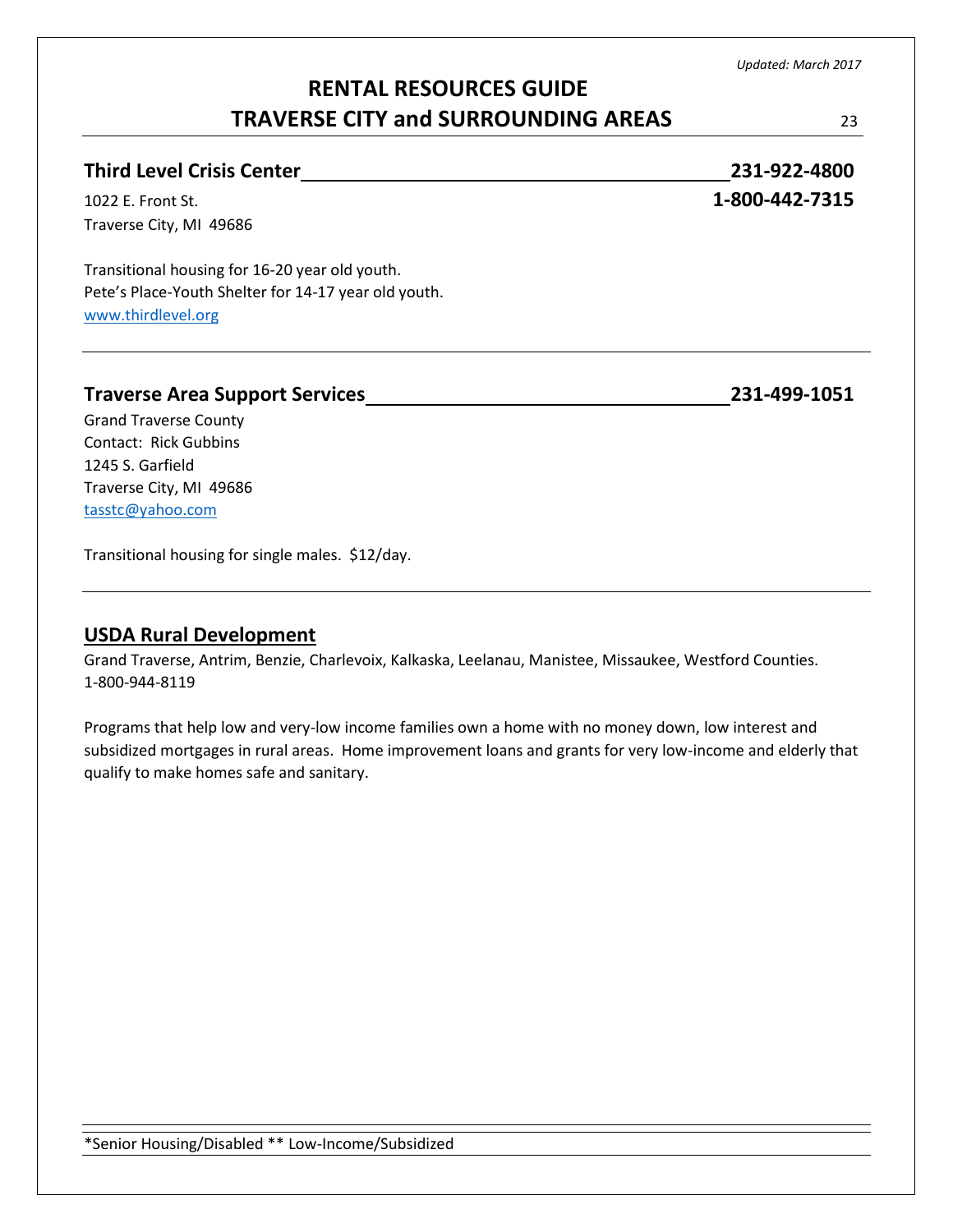### Third Level Crisis Center — 231-922-4800

1022 E. Front St. — **1-800-442-7315**
Traverse City, MI 49686

Transitional housing for 16-20 year old youth.
Pete's Place-Youth Shelter for 14-17 year old youth.
[www.thirdlevel.org](http://www.thirdlevel.org)

---

### Traverse Area Support Services — 231-499-1051

Grand Traverse County
Contact: Rick Gubbins
1245 S. Garfield
Traverse City, MI 49686
[tasstc@yahoo.com](mailto:tasstc@yahoo.com)

Transitional housing for single males. $12/day.

---

### USDA Rural Development

Grand Traverse, Antrim, Benzie, Charlevoix, Kalkaska, Leelanau, Manistee, Missaukee, Westford Counties.
1-800-944-8119

Programs that help low and very-low income families own a home with no money down, low interest and subsidized mortgages in rural areas. Home improvement loans and grants for very low-income and elderly that qualify to make homes safe and sanitary.

---

*Senior Housing/Disabled ** Low-Income/Subsidized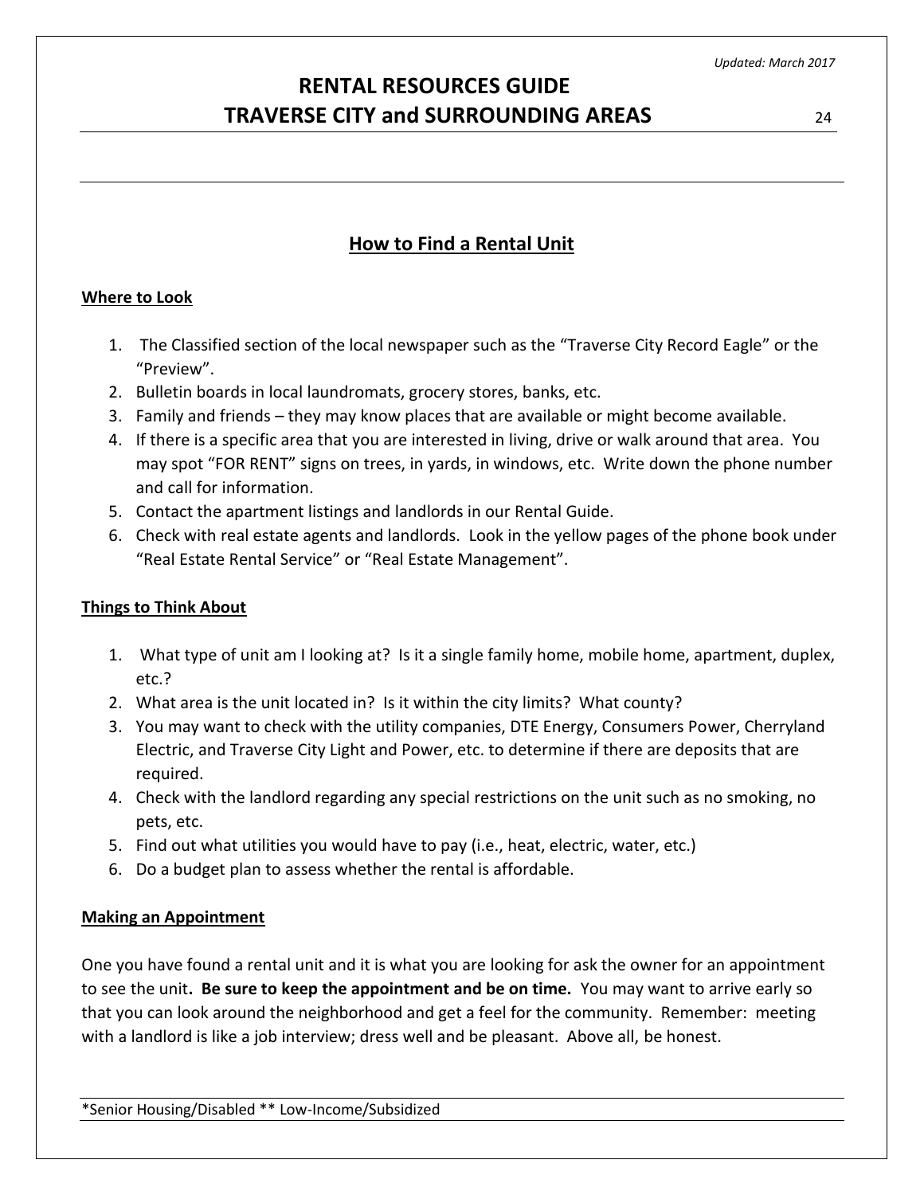## How to Find a Rental Unit

### Where to Look

1. The Classified section of the local newspaper such as the "Traverse City Record Eagle" or the "Preview".
2. Bulletin boards in local laundromats, grocery stores, banks, etc.
3. Family and friends – they may know places that are available or might become available.
4. If there is a specific area that you are interested in living, drive or walk around that area. You may spot "FOR RENT" signs on trees, in yards, in windows, etc. Write down the phone number and call for information.
5. Contact the apartment listings and landlords in our Rental Guide.
6. Check with real estate agents and landlords. Look in the yellow pages of the phone book under "Real Estate Rental Service" or "Real Estate Management".

### Things to Think About

1. What type of unit am I looking at? Is it a single family home, mobile home, apartment, duplex, etc.?
2. What area is the unit located in? Is it within the city limits? What county?
3. You may want to check with the utility companies, DTE Energy, Consumers Power, Cherryland Electric, and Traverse City Light and Power, etc. to determine if there are deposits that are required.
4. Check with the landlord regarding any special restrictions on the unit such as no smoking, no pets, etc.
5. Find out what utilities you would have to pay (i.e., heat, electric, water, etc.)
6. Do a budget plan to assess whether the rental is affordable.

### Making an Appointment

One you have found a rental unit and it is what you are looking for ask the owner for an appointment to see the unit**. Be sure to keep the appointment and be on time.** You may want to arrive early so that you can look around the neighborhood and get a feel for the community. Remember: meeting with a landlord is like a job interview; dress well and be pleasant. Above all, be honest.

*Senior Housing/Disabled ** Low-Income/Subsidized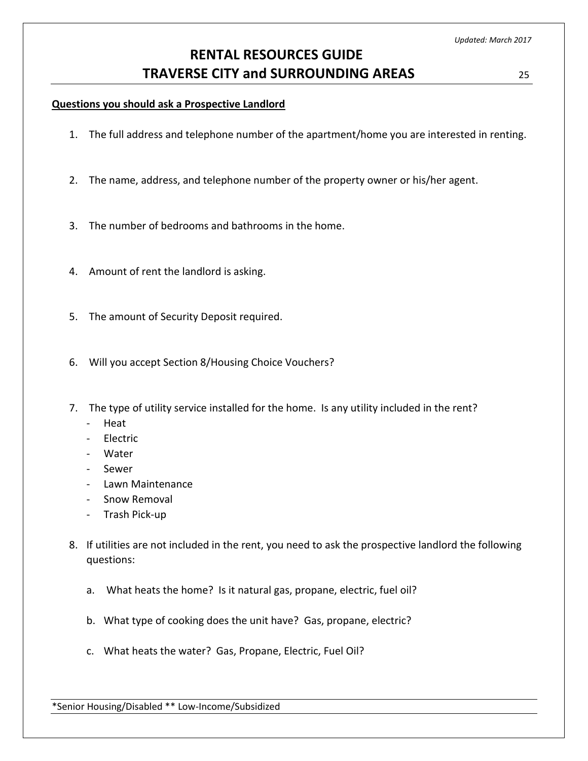**Questions you should ask a Prospective Landlord**

1. The full address and telephone number of the apartment/home you are interested in renting.

2. The name, address, and telephone number of the property owner or his/her agent.

3. The number of bedrooms and bathrooms in the home.

4. Amount of rent the landlord is asking.

5. The amount of Security Deposit required.

6. Will you accept Section 8/Housing Choice Vouchers?

7. The type of utility service installed for the home. Is any utility included in the rent?
   - Heat
   - Electric
   - Water
   - Sewer
   - Lawn Maintenance
   - Snow Removal
   - Trash Pick-up

8. If utilities are not included in the rent, you need to ask the prospective landlord the following questions:

   a. What heats the home? Is it natural gas, propane, electric, fuel oil?

   b. What type of cooking does the unit have? Gas, propane, electric?

   c. What heats the water? Gas, Propane, Electric, Fuel Oil?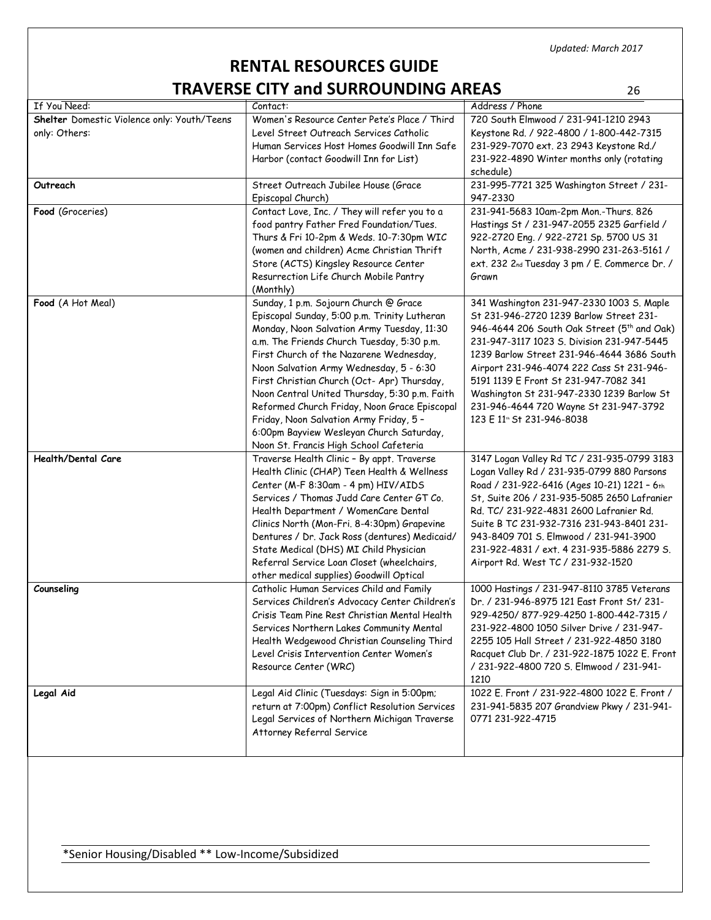*Updated: March 2017*

# RENTAL RESOURCES GUIDE
# TRAVERSE CITY and SURROUNDING AREAS

| If You Need: | Contact: | Address / Phone |
|---|---|---|
| **Shelter** Domestic Violence only: Youth/Teens only: Others: | Women's Resource Center Pete's Place / Third Level Street Outreach Services Catholic Human Services Host Homes Goodwill Inn Safe Harbor (contact Goodwill Inn for List) | 720 South Elmwood / 231-941-1210 2943 Keystone Rd. / 922-4800 / 1-800-442-7315 231-929-7070 ext. 23 2943 Keystone Rd./ 231-922-4890 Winter months only (rotating schedule) |
| **Outreach** | Street Outreach Jubilee House (Grace Episcopal Church) | 231-995-7721 325 Washington Street / 231-947-2330 |
| **Food** (Groceries) | Contact Love, Inc. / They will refer you to a food pantry Father Fred Foundation/Tues. Thurs & Fri 10-2pm & Weds. 10-7:30pm WIC (women and children) Acme Christian Thrift Store (ACTS) Kingsley Resource Center Resurrection Life Church Mobile Pantry (Monthly) | 231-941-5683 10am-2pm Mon.-Thurs. 826 Hastings St / 231-947-2055 2325 Garfield / 922-2720 Eng. / 922-2721 Sp. 5700 US 31 North, Acme / 231-938-2990 231-263-5161 / ext. 232 2nd Tuesday 3 pm / E. Commerce Dr. / Grawn |
| **Food** (A Hot Meal) | Sunday, 1 p.m. Sojourn Church @ Grace Episcopal Sunday, 5:00 p.m. Trinity Lutheran Monday, Noon Salvation Army Tuesday, 11:30 a.m. The Friends Church Tuesday, 5:30 p.m. First Church of the Nazarene Wednesday, Noon Salvation Army Wednesday, 5 - 6:30 First Christian Church (Oct- Apr) Thursday, Noon Central United Thursday, 5:30 p.m. Faith Reformed Church Friday, Noon Grace Episcopal Friday, Noon Salvation Army Friday, 5 – 6:00pm Bayview Wesleyan Church Saturday, Noon St. Francis High School Cafeteria | 341 Washington 231-947-2330 1003 S. Maple St 231-946-2720 1239 Barlow Street 231-946-4644 206 South Oak Street (5th and Oak) 231-947-3117 1023 S. Division 231-947-5445 1239 Barlow Street 231-946-4644 3686 South Airport 231-946-4074 222 Cass St 231-946-5191 1139 E Front St 231-947-7082 341 Washington St 231-947-2330 1239 Barlow St 231-946-4644 720 Wayne St 231-947-3792 123 E 11th St 231-946-8038 |
| **Health/Dental Care** | Traverse Health Clinic – By appt. Traverse Health Clinic (CHAP) Teen Health & Wellness Center (M-F 8:30am - 4 pm) HIV/AIDS Services / Thomas Judd Care Center GT Co. Health Department / WomenCare Dental Clinics North (Mon-Fri. 8-4:30pm) Grapevine Dentures / Dr. Jack Ross (dentures) Medicaid/ State Medical (DHS) MI Child Physician Referral Service Loan Closet (wheelchairs, other medical supplies) Goodwill Optical | 3147 Logan Valley Rd TC / 231-935-0799 3183 Logan Valley Rd / 231-935-0799 880 Parsons Road / 231-922-6416 (Ages 10-21) 1221 – 6th St, Suite 206 / 231-935-5085 2650 Lafranier Rd. TC/ 231-922-4831 2600 Lafranier Rd. Suite B TC 231-932-7316 231-943-8401 231-943-8409 701 S. Elmwood / 231-941-3900 231-922-4831 / ext. 4 231-935-5886 2279 S. Airport Rd. West TC / 231-932-1520 |
| **Counseling** | Catholic Human Services Child and Family Services Children's Advocacy Center Children's Crisis Team Pine Rest Christian Mental Health Services Northern Lakes Community Mental Health Wedgewood Christian Counseling Third Level Crisis Intervention Center Women's Resource Center (WRC) | 1000 Hastings / 231-947-8110 3785 Veterans Dr. / 231-946-8975 121 East Front St/ 231-929-4250/ 877-929-4250 1-800-442-7315 / 231-922-4800 1050 Silver Drive / 231-947-2255 105 Hall Street / 231-922-4850 3180 Racquet Club Dr. / 231-922-1875 1022 E. Front / 231-922-4800 720 S. Elmwood / 231-941-1210 |
| **Legal Aid** | Legal Aid Clinic (Tuesdays: Sign in 5:00pm; return at 7:00pm) Conflict Resolution Services Legal Services of Northern Michigan Traverse Attorney Referral Service | 1022 E. Front / 231-922-4800 1022 E. Front / 231-941-5835 207 Grandview Pkwy / 231-941-0771 231-922-4715 |

*Senior Housing/Disabled ** Low-Income/Subsidized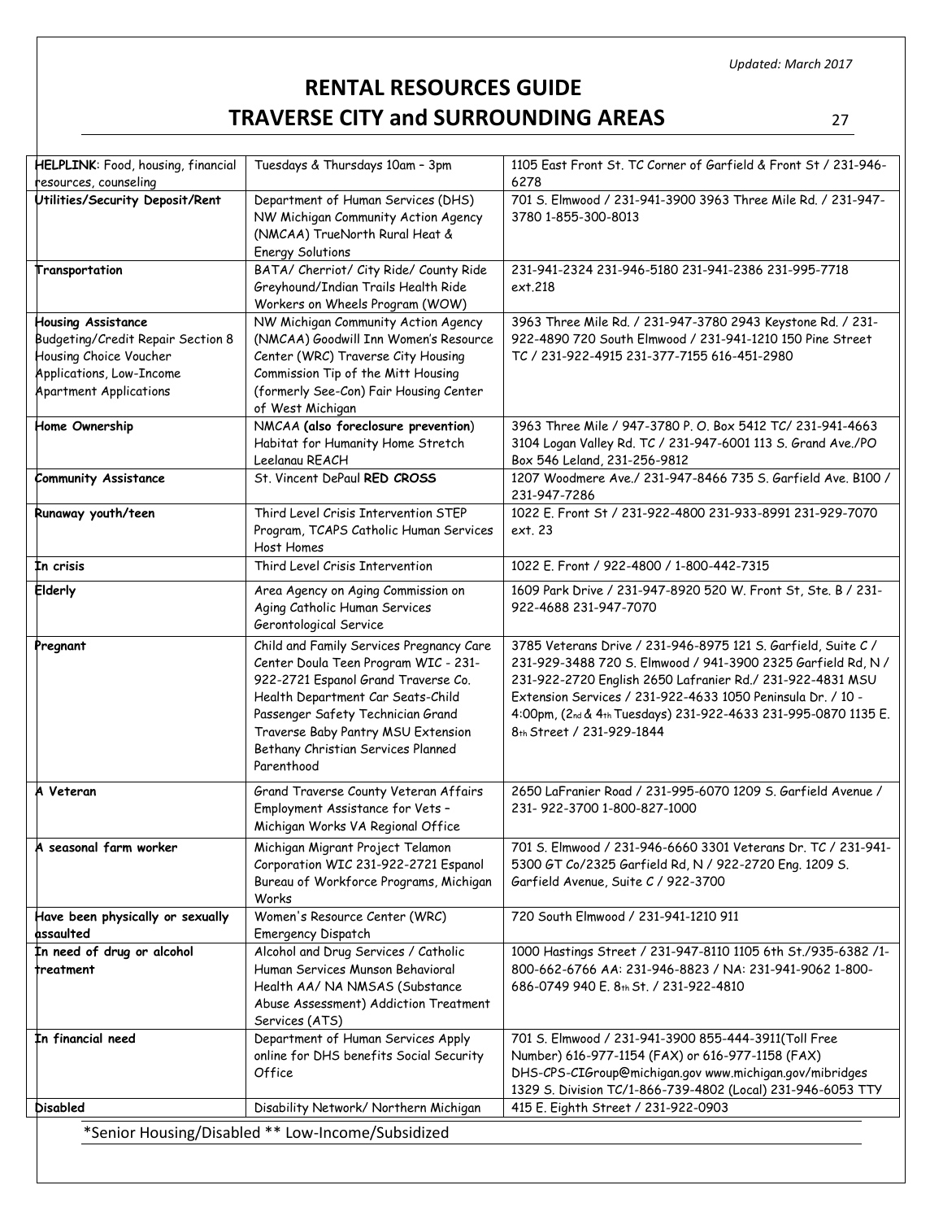*Updated: March 2017*

# RENTAL RESOURCES GUIDE
# TRAVERSE CITY and SURROUNDING AREAS

| | | |
|---|---|---|
| **HELPLINK**: Food, housing, financial resources, counseling | Tuesdays & Thursdays 10am – 3pm | 1105 East Front St. TC Corner of Garfield & Front St / 231-946-6278 |
| **Utilities/Security Deposit/Rent** | Department of Human Services (DHS) NW Michigan Community Action Agency (NMCAA) TrueNorth Rural Heat & Energy Solutions | 701 S. Elmwood / 231-941-3900 3963 Three Mile Rd. / 231-947-3780 1-855-300-8013 |
| **Transportation** | BATA/ Cherriot/ City Ride/ County Ride Greyhound/Indian Trails Health Ride Workers on Wheels Program (WOW) | 231-941-2324 231-946-5180 231-941-2386 231-995-7718 ext.218 |
| **Housing Assistance** Budgeting/Credit Repair Section 8 Housing Choice Voucher Applications, Low-Income Apartment Applications | NW Michigan Community Action Agency (NMCAA) Goodwill Inn Women's Resource Center (WRC) Traverse City Housing Commission Tip of the Mitt Housing (formerly See-Con) Fair Housing Center of West Michigan | 3963 Three Mile Rd. / 231-947-3780 2943 Keystone Rd. / 231-922-4890 720 South Elmwood / 231-941-1210 150 Pine Street TC / 231-922-4915 231-377-7155 616-451-2980 |
| **Home Ownership** | NMCAA **(also foreclosure prevention)** Habitat for Humanity Home Stretch Leelanau REACH | 3963 Three Mile / 947-3780 P. O. Box 5412 TC/ 231-941-4663 3104 Logan Valley Rd. TC / 231-947-6001 113 S. Grand Ave./PO Box 546 Leland, 231-256-9812 |
| **Community Assistance** | St. Vincent DePaul **RED CROSS** | 1207 Woodmere Ave./ 231-947-8466 735 S. Garfield Ave. B100 / 231-947-7286 |
| **Runaway youth/teen** | Third Level Crisis Intervention STEP Program, TCAPS Catholic Human Services Host Homes | 1022 E. Front St / 231-922-4800 231-933-8991 231-929-7070 ext. 23 |
| **In crisis** | Third Level Crisis Intervention | 1022 E. Front / 922-4800 / 1-800-442-7315 |
| **Elderly** | Area Agency on Aging Commission on Aging Catholic Human Services Gerontological Service | 1609 Park Drive / 231-947-8920 520 W. Front St, Ste. B / 231-922-4688 231-947-7070 |
| **Pregnant** | Child and Family Services Pregnancy Care Center Doula Teen Program WIC - 231-922-2721 Espanol Grand Traverse Co. Health Department Car Seats-Child Passenger Safety Technician Grand Traverse Baby Pantry MSU Extension Bethany Christian Services Planned Parenthood | 3785 Veterans Drive / 231-946-8975 121 S. Garfield, Suite C / 231-929-3488 720 S. Elmwood / 941-3900 2325 Garfield Rd, N / 231-922-2720 English 2650 Lafranier Rd./ 231-922-4831 MSU Extension Services / 231-922-4633 1050 Peninsula Dr. / 10 - 4:00pm, (2nd & 4th Tuesdays) 231-922-4633 231-995-0870 1135 E. 8th Street / 231-929-1844 |
| **A Veteran** | Grand Traverse County Veteran Affairs Employment Assistance for Vets – Michigan Works VA Regional Office | 2650 LaFranier Road / 231-995-6070 1209 S. Garfield Avenue / 231- 922-3700 1-800-827-1000 |
| **A seasonal farm worker** | Michigan Migrant Project Telamon Corporation WIC 231-922-2721 Espanol Bureau of Workforce Programs, Michigan Works | 701 S. Elmwood / 231-946-6660 3301 Veterans Dr. TC / 231-941-5300 GT Co/2325 Garfield Rd, N / 922-2720 Eng. 1209 S. Garfield Avenue, Suite C / 922-3700 |
| **Have been physically or sexually assaulted** | Women's Resource Center (WRC) Emergency Dispatch | 720 South Elmwood / 231-941-1210 911 |
| **In need of drug or alcohol treatment** | Alcohol and Drug Services / Catholic Human Services Munson Behavioral Health AA/ NA NMSAS (Substance Abuse Assessment) Addiction Treatment Services (ATS) | 1000 Hastings Street / 231-947-8110 1105 6th St./935-6382 /1-800-662-6766 AA: 231-946-8823 / NA: 231-941-9062 1-800-686-0749 940 E. 8th St. / 231-922-4810 |
| **In financial need** | Department of Human Services Apply online for DHS benefits Social Security Office | 701 S. Elmwood / 231-941-3900 855-444-3911(Toll Free Number) 616-977-1154 (FAX) or 616-977-1158 (FAX) DHS-CPS-CIGroup@michigan.gov www.michigan.gov/mibridges 1329 S. Division TC/1-866-739-4802 (Local) 231-946-6053 TTY |
| **Disabled** | Disability Network/ Northern Michigan | 415 E. Eighth Street / 231-922-0903 |

*Senior Housing/Disabled ** Low-Income/Subsidized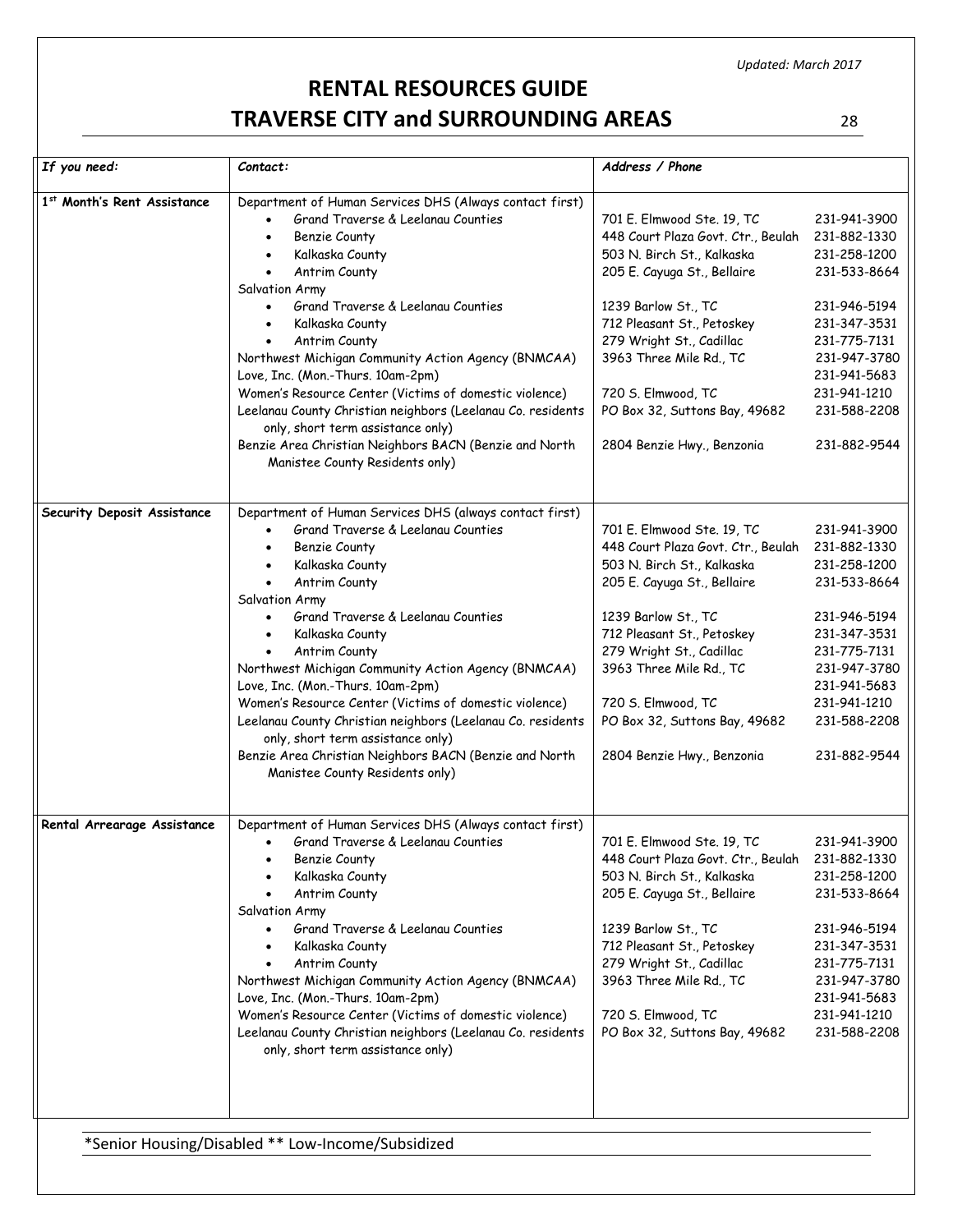*Updated: March 2017*

# RENTAL RESOURCES GUIDE
# TRAVERSE CITY and SURROUNDING AREAS

| *If you need:* | *Contact:* | *Address / Phone* | |
|---|---|---|---|
| **1st Month's Rent Assistance** | Department of Human Services DHS (Always contact first) | | |
| | • Grand Traverse & Leelanau Counties | 701 E. Elmwood Ste. 19, TC | 231-941-3900 |
| | • Benzie County | 448 Court Plaza Govt. Ctr., Beulah | 231-882-1330 |
| | • Kalkaska County | 503 N. Birch St., Kalkaska | 231-258-1200 |
| | • Antrim County | 205 E. Cayuga St., Bellaire | 231-533-8664 |
| | Salvation Army | | |
| | • Grand Traverse & Leelanau Counties | 1239 Barlow St., TC | 231-946-5194 |
| | • Kalkaska County | 712 Pleasant St., Petoskey | 231-347-3531 |
| | • Antrim County | 279 Wright St., Cadillac | 231-775-7131 |
| | Northwest Michigan Community Action Agency (BNMCAA) | 3963 Three Mile Rd., TC | 231-947-3780 |
| | Love, Inc. (Mon.-Thurs. 10am-2pm) | | 231-941-5683 |
| | Women's Resource Center (Victims of domestic violence) | 720 S. Elmwood, TC | 231-941-1210 |
| | Leelanau County Christian neighbors (Leelanau Co. residents only, short term assistance only) | PO Box 32, Suttons Bay, 49682 | 231-588-2208 |
| | Benzie Area Christian Neighbors BACN (Benzie and North Manistee County Residents only) | 2804 Benzie Hwy., Benzonia | 231-882-9544 |
| **Security Deposit Assistance** | Department of Human Services DHS (always contact first) | | |
| | • Grand Traverse & Leelanau Counties | 701 E. Elmwood Ste. 19, TC | 231-941-3900 |
| | • Benzie County | 448 Court Plaza Govt. Ctr., Beulah | 231-882-1330 |
| | • Kalkaska County | 503 N. Birch St., Kalkaska | 231-258-1200 |
| | • Antrim County | 205 E. Cayuga St., Bellaire | 231-533-8664 |
| | Salvation Army | | |
| | • Grand Traverse & Leelanau Counties | 1239 Barlow St., TC | 231-946-5194 |
| | • Kalkaska County | 712 Pleasant St., Petoskey | 231-347-3531 |
| | • Antrim County | 279 Wright St., Cadillac | 231-775-7131 |
| | Northwest Michigan Community Action Agency (BNMCAA) | 3963 Three Mile Rd., TC | 231-947-3780 |
| | Love, Inc. (Mon.-Thurs. 10am-2pm) | | 231-941-5683 |
| | Women's Resource Center (Victims of domestic violence) | 720 S. Elmwood, TC | 231-941-1210 |
| | Leelanau County Christian neighbors (Leelanau Co. residents only, short term assistance only) | PO Box 32, Suttons Bay, 49682 | 231-588-2208 |
| | Benzie Area Christian Neighbors BACN (Benzie and North Manistee County Residents only) | 2804 Benzie Hwy., Benzonia | 231-882-9544 |
| **Rental Arrearage Assistance** | Department of Human Services DHS (Always contact first) | | |
| | • Grand Traverse & Leelanau Counties | 701 E. Elmwood Ste. 19, TC | 231-941-3900 |
| | • Benzie County | 448 Court Plaza Govt. Ctr., Beulah | 231-882-1330 |
| | • Kalkaska County | 503 N. Birch St., Kalkaska | 231-258-1200 |
| | • Antrim County | 205 E. Cayuga St., Bellaire | 231-533-8664 |
| | Salvation Army | | |
| | • Grand Traverse & Leelanau Counties | 1239 Barlow St., TC | 231-946-5194 |
| | • Kalkaska County | 712 Pleasant St., Petoskey | 231-347-3531 |
| | • Antrim County | 279 Wright St., Cadillac | 231-775-7131 |
| | Northwest Michigan Community Action Agency (BNMCAA) | 3963 Three Mile Rd., TC | 231-947-3780 |
| | Love, Inc. (Mon.-Thurs. 10am-2pm) | | 231-941-5683 |
| | Women's Resource Center (Victims of domestic violence) | 720 S. Elmwood, TC | 231-941-1210 |
| | Leelanau County Christian neighbors (Leelanau Co. residents only, short term assistance only) | PO Box 32, Suttons Bay, 49682 | 231-588-2208 |

*Senior Housing/Disabled ** Low-Income/Subsidized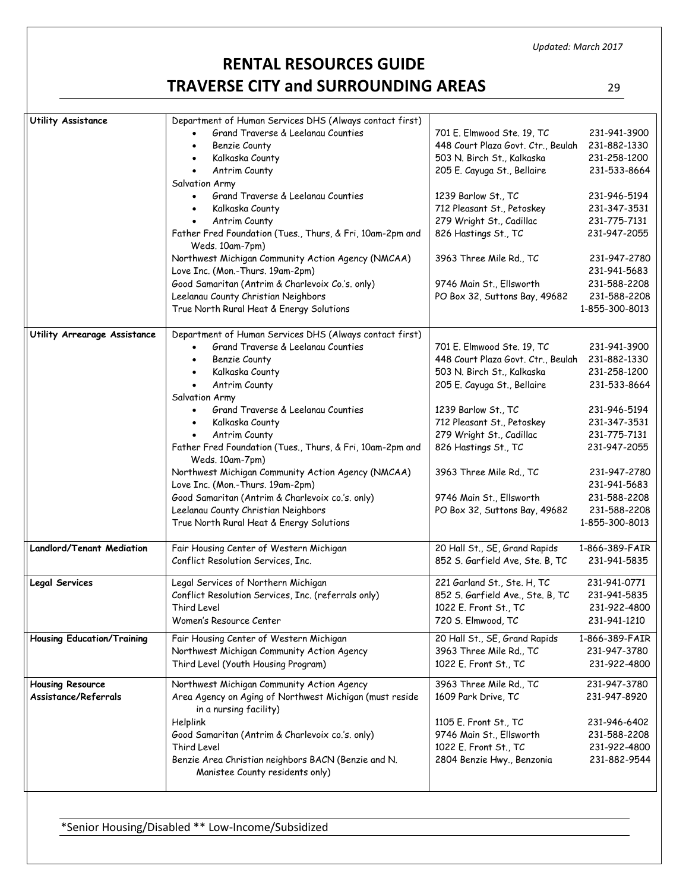*Updated: March 2017*

# RENTAL RESOURCES GUIDE
# TRAVERSE CITY and SURROUNDING AREAS

| | | | |
|---|---|---|---|
| **Utility Assistance** | Department of Human Services DHS (Always contact first) | | |
| | • Grand Traverse & Leelanau Counties | 701 E. Elmwood Ste. 19, TC | 231-941-3900 |
| | • Benzie County | 448 Court Plaza Govt. Ctr., Beulah | 231-882-1330 |
| | • Kalkaska County | 503 N. Birch St., Kalkaska | 231-258-1200 |
| | • Antrim County | 205 E. Cayuga St., Bellaire | 231-533-8664 |
| | Salvation Army | | |
| | • Grand Traverse & Leelanau Counties | 1239 Barlow St., TC | 231-946-5194 |
| | • Kalkaska County | 712 Pleasant St., Petoskey | 231-347-3531 |
| | • Antrim County | 279 Wright St., Cadillac | 231-775-7131 |
| | Father Fred Foundation (Tues., Thurs, & Fri, 10am-2pm and Weds. 10am-7pm) | 826 Hastings St., TC | 231-947-2055 |
| | Northwest Michigan Community Action Agency (NMCAA) | 3963 Three Mile Rd., TC | 231-947-2780 |
| | Love Inc. (Mon.-Thurs. 19am-2pm) | | 231-941-5683 |
| | Good Samaritan (Antrim & Charlevoix Co.'s. only) | 9746 Main St., Ellsworth | 231-588-2208 |
| | Leelanau County Christian Neighbors | PO Box 32, Suttons Bay, 49682 | 231-588-2208 |
| | True North Rural Heat & Energy Solutions | | 1-855-300-8013 |
| **Utility Arrearage Assistance** | Department of Human Services DHS (Always contact first) | | |
| | • Grand Traverse & Leelanau Counties | 701 E. Elmwood Ste. 19, TC | 231-941-3900 |
| | • Benzie County | 448 Court Plaza Govt. Ctr., Beulah | 231-882-1330 |
| | • Kalkaska County | 503 N. Birch St., Kalkaska | 231-258-1200 |
| | • Antrim County | 205 E. Cayuga St., Bellaire | 231-533-8664 |
| | Salvation Army | | |
| | • Grand Traverse & Leelanau Counties | 1239 Barlow St., TC | 231-946-5194 |
| | • Kalkaska County | 712 Pleasant St., Petoskey | 231-347-3531 |
| | • Antrim County | 279 Wright St., Cadillac | 231-775-7131 |
| | Father Fred Foundation (Tues., Thurs, & Fri, 10am-2pm and Weds. 10am-7pm) | 826 Hastings St., TC | 231-947-2055 |
| | Northwest Michigan Community Action Agency (NMCAA) | 3963 Three Mile Rd., TC | 231-947-2780 |
| | Love Inc. (Mon.-Thurs. 19am-2pm) | | 231-941-5683 |
| | Good Samaritan (Antrim & Charlevoix co.'s. only) | 9746 Main St., Ellsworth | 231-588-2208 |
| | Leelanau County Christian Neighbors | PO Box 32, Suttons Bay, 49682 | 231-588-2208 |
| | True North Rural Heat & Energy Solutions | | 1-855-300-8013 |
| **Landlord/Tenant Mediation** | Fair Housing Center of Western Michigan | 20 Hall St., SE, Grand Rapids | 1-866-389-FAIR |
| | Conflict Resolution Services, Inc. | 852 S. Garfield Ave, Ste. B, TC | 231-941-5835 |
| **Legal Services** | Legal Services of Northern Michigan | 221 Garland St., Ste. H, TC | 231-941-0771 |
| | Conflict Resolution Services, Inc. (referrals only) | 852 S. Garfield Ave., Ste. B, TC | 231-941-5835 |
| | Third Level | 1022 E. Front St., TC | 231-922-4800 |
| | Women's Resource Center | 720 S. Elmwood, TC | 231-941-1210 |
| **Housing Education/Training** | Fair Housing Center of Western Michigan | 20 Hall St., SE, Grand Rapids | 1-866-389-FAIR |
| | Northwest Michigan Community Action Agency | 3963 Three Mile Rd., TC | 231-947-3780 |
| | Third Level (Youth Housing Program) | 1022 E. Front St., TC | 231-922-4800 |
| **Housing Resource Assistance/Referrals** | Northwest Michigan Community Action Agency | 3963 Three Mile Rd., TC | 231-947-3780 |
| | Area Agency on Aging of Northwest Michigan (must reside in a nursing facility) | 1609 Park Drive, TC | 231-947-8920 |
| | Helplink | 1105 E. Front St., TC | 231-946-6402 |
| | Good Samaritan (Antrim & Charlevoix co.'s. only) | 9746 Main St., Ellsworth | 231-588-2208 |
| | Third Level | 1022 E. Front St., TC | 231-922-4800 |
| | Benzie Area Christian neighbors BACN (Benzie and N. Manistee County residents only) | 2804 Benzie Hwy., Benzonia | 231-882-9544 |

*Senior Housing/Disabled ** Low-Income/Subsidized